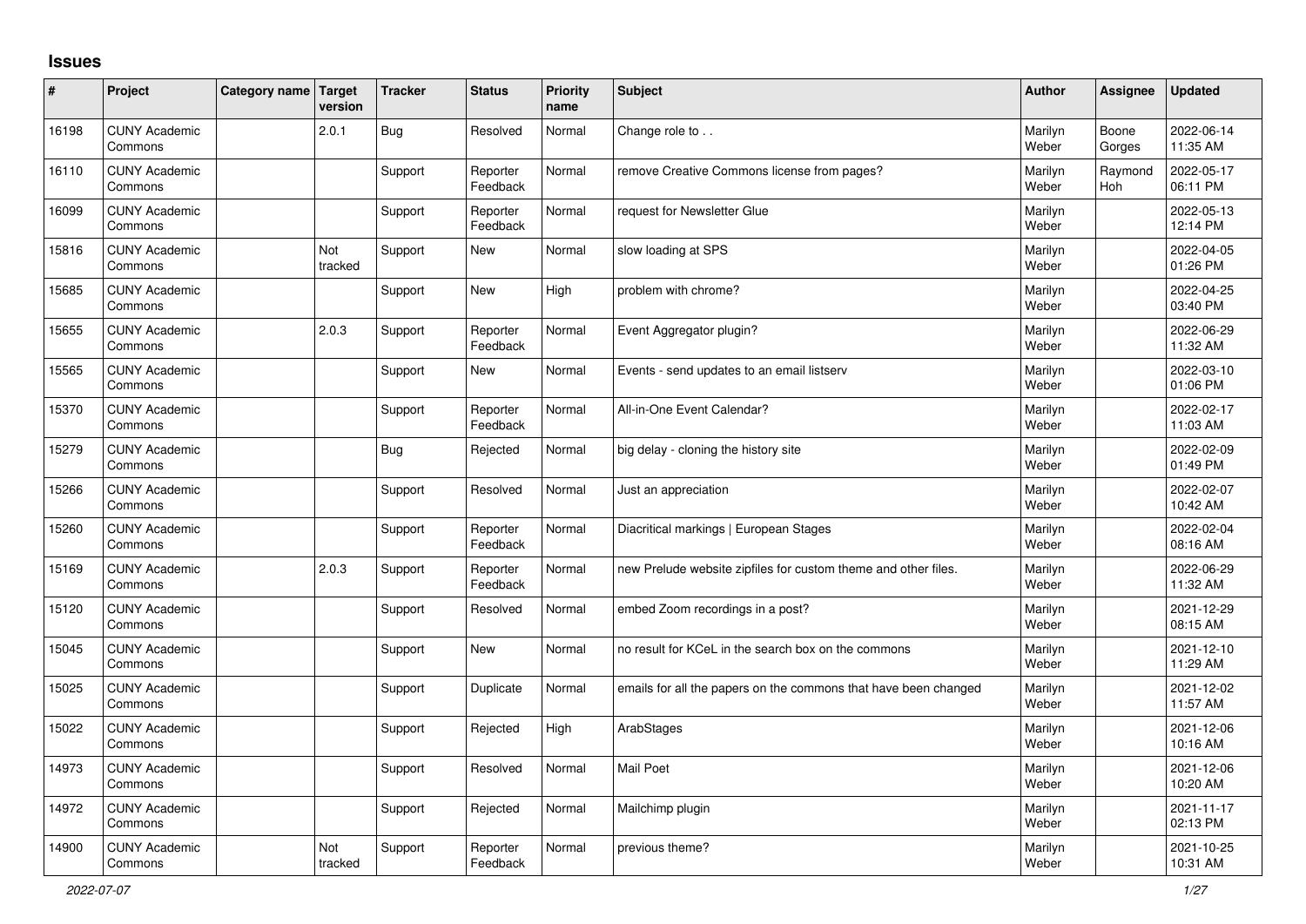## Issues

| # | Project | Category name | Target version | Tracker | Status | Priority name | Subject | Author | Assignee | Updated |
|---|---|---|---|---|---|---|---|---|---|---|
| 16198 | CUNY Academic Commons | | 2.0.1 | Bug | Resolved | Normal | Change role to . . | Marilyn Weber | Boone Gorges | 2022-06-14 11:35 AM |
| 16110 | CUNY Academic Commons | | | Support | Reporter Feedback | Normal | remove Creative Commons license from pages? | Marilyn Weber | Raymond Hoh | 2022-05-17 06:11 PM |
| 16099 | CUNY Academic Commons | | | Support | Reporter Feedback | Normal | request for Newsletter Glue | Marilyn Weber | | 2022-05-13 12:14 PM |
| 15816 | CUNY Academic Commons | | Not tracked | Support | New | Normal | slow loading at SPS | Marilyn Weber | | 2022-04-05 01:26 PM |
| 15685 | CUNY Academic Commons | | | Support | New | High | problem with chrome? | Marilyn Weber | | 2022-04-25 03:40 PM |
| 15655 | CUNY Academic Commons | | 2.0.3 | Support | Reporter Feedback | Normal | Event Aggregator plugin? | Marilyn Weber | | 2022-06-29 11:32 AM |
| 15565 | CUNY Academic Commons | | | Support | New | Normal | Events - send updates to an email listserv | Marilyn Weber | | 2022-03-10 01:06 PM |
| 15370 | CUNY Academic Commons | | | Support | Reporter Feedback | Normal | All-in-One Event Calendar? | Marilyn Weber | | 2022-02-17 11:03 AM |
| 15279 | CUNY Academic Commons | | | Bug | Rejected | Normal | big delay - cloning the history site | Marilyn Weber | | 2022-02-09 01:49 PM |
| 15266 | CUNY Academic Commons | | | Support | Resolved | Normal | Just an appreciation | Marilyn Weber | | 2022-02-07 10:42 AM |
| 15260 | CUNY Academic Commons | | | Support | Reporter Feedback | Normal | Diacritical markings \| European Stages | Marilyn Weber | | 2022-02-04 08:16 AM |
| 15169 | CUNY Academic Commons | | 2.0.3 | Support | Reporter Feedback | Normal | new Prelude website zipfiles for custom theme and other files. | Marilyn Weber | | 2022-06-29 11:32 AM |
| 15120 | CUNY Academic Commons | | | Support | Resolved | Normal | embed Zoom recordings in a post? | Marilyn Weber | | 2021-12-29 08:15 AM |
| 15045 | CUNY Academic Commons | | | Support | New | Normal | no result for KCeL in the search box on the commons | Marilyn Weber | | 2021-12-10 11:29 AM |
| 15025 | CUNY Academic Commons | | | Support | Duplicate | Normal | emails for all the papers on the commons that have been changed | Marilyn Weber | | 2021-12-02 11:57 AM |
| 15022 | CUNY Academic Commons | | | Support | Rejected | High | ArabStages | Marilyn Weber | | 2021-12-06 10:16 AM |
| 14973 | CUNY Academic Commons | | | Support | Resolved | Normal | Mail Poet | Marilyn Weber | | 2021-12-06 10:20 AM |
| 14972 | CUNY Academic Commons | | | Support | Rejected | Normal | Mailchimp plugin | Marilyn Weber | | 2021-11-17 02:13 PM |
| 14900 | CUNY Academic Commons | | Not tracked | Support | Reporter Feedback | Normal | previous theme? | Marilyn Weber | | 2021-10-25 10:31 AM |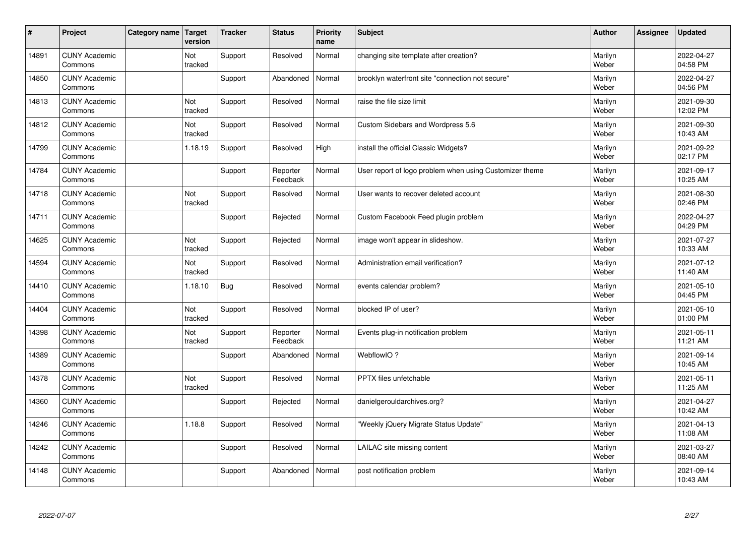| # | Project | Category name | Target version | Tracker | Status | Priority name | Subject | Author | Assignee | Updated |
|---|---|---|---|---|---|---|---|---|---|---|
| 14891 | CUNY Academic Commons | | Not tracked | Support | Resolved | Normal | changing site template after creation? | Marilyn Weber | | 2022-04-27 04:58 PM |
| 14850 | CUNY Academic Commons | | | Support | Abandoned | Normal | brooklyn waterfront site "connection not secure" | Marilyn Weber | | 2022-04-27 04:56 PM |
| 14813 | CUNY Academic Commons | | Not tracked | Support | Resolved | Normal | raise the file size limit | Marilyn Weber | | 2021-09-30 12:02 PM |
| 14812 | CUNY Academic Commons | | Not tracked | Support | Resolved | Normal | Custom Sidebars and Wordpress 5.6 | Marilyn Weber | | 2021-09-30 10:43 AM |
| 14799 | CUNY Academic Commons | | 1.18.19 | Support | Resolved | High | install the official Classic Widgets? | Marilyn Weber | | 2021-09-22 02:17 PM |
| 14784 | CUNY Academic Commons | | | Support | Reporter Feedback | Normal | User report of logo problem when using Customizer theme | Marilyn Weber | | 2021-09-17 10:25 AM |
| 14718 | CUNY Academic Commons | | Not tracked | Support | Resolved | Normal | User wants to recover deleted account | Marilyn Weber | | 2021-08-30 02:46 PM |
| 14711 | CUNY Academic Commons | | | Support | Rejected | Normal | Custom Facebook Feed plugin problem | Marilyn Weber | | 2022-04-27 04:29 PM |
| 14625 | CUNY Academic Commons | | Not tracked | Support | Rejected | Normal | image won't appear in slideshow. | Marilyn Weber | | 2021-07-27 10:33 AM |
| 14594 | CUNY Academic Commons | | Not tracked | Support | Resolved | Normal | Administration email verification? | Marilyn Weber | | 2021-07-12 11:40 AM |
| 14410 | CUNY Academic Commons | | 1.18.10 | Bug | Resolved | Normal | events calendar problem? | Marilyn Weber | | 2021-05-10 04:45 PM |
| 14404 | CUNY Academic Commons | | Not tracked | Support | Resolved | Normal | blocked IP of user? | Marilyn Weber | | 2021-05-10 01:00 PM |
| 14398 | CUNY Academic Commons | | Not tracked | Support | Reporter Feedback | Normal | Events plug-in notification problem | Marilyn Weber | | 2021-05-11 11:21 AM |
| 14389 | CUNY Academic Commons | | | Support | Abandoned | Normal | WebflowIO ? | Marilyn Weber | | 2021-09-14 10:45 AM |
| 14378 | CUNY Academic Commons | | Not tracked | Support | Resolved | Normal | PPTX files unfetchable | Marilyn Weber | | 2021-05-11 11:25 AM |
| 14360 | CUNY Academic Commons | | | Support | Rejected | Normal | danielgerouldarchives.org? | Marilyn Weber | | 2021-04-27 10:42 AM |
| 14246 | CUNY Academic Commons | | 1.18.8 | Support | Resolved | Normal | "Weekly jQuery Migrate Status Update" | Marilyn Weber | | 2021-04-13 11:08 AM |
| 14242 | CUNY Academic Commons | | | Support | Resolved | Normal | LAILAC site missing content | Marilyn Weber | | 2021-03-27 08:40 AM |
| 14148 | CUNY Academic Commons | | | Support | Abandoned | Normal | post notification problem | Marilyn Weber | | 2021-09-14 10:43 AM |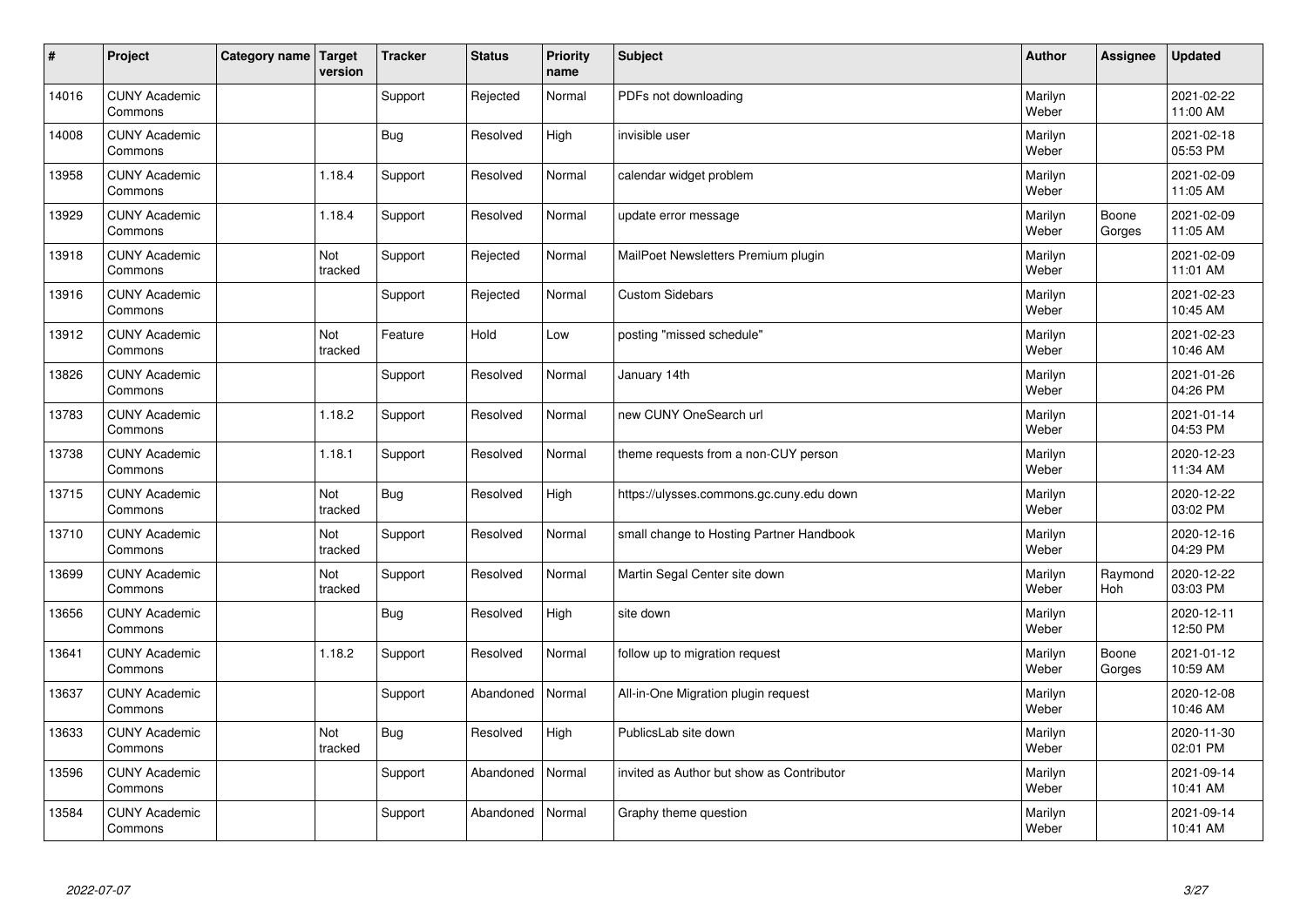| # | Project | Category name | Target version | Tracker | Status | Priority name | Subject | Author | Assignee | Updated |
|---|---|---|---|---|---|---|---|---|---|---|
| 14016 | CUNY Academic Commons | | | Support | Rejected | Normal | PDFs not downloading | Marilyn Weber | | 2021-02-22 11:00 AM |
| 14008 | CUNY Academic Commons | | | Bug | Resolved | High | invisible user | Marilyn Weber | | 2021-02-18 05:53 PM |
| 13958 | CUNY Academic Commons | | 1.18.4 | Support | Resolved | Normal | calendar widget problem | Marilyn Weber | | 2021-02-09 11:05 AM |
| 13929 | CUNY Academic Commons | | 1.18.4 | Support | Resolved | Normal | update error message | Marilyn Weber | Boone Gorges | 2021-02-09 11:05 AM |
| 13918 | CUNY Academic Commons | | Not tracked | Support | Rejected | Normal | MailPoet Newsletters Premium plugin | Marilyn Weber | | 2021-02-09 11:01 AM |
| 13916 | CUNY Academic Commons | | | Support | Rejected | Normal | Custom Sidebars | Marilyn Weber | | 2021-02-23 10:45 AM |
| 13912 | CUNY Academic Commons | | Not tracked | Feature | Hold | Low | posting "missed schedule" | Marilyn Weber | | 2021-02-23 10:46 AM |
| 13826 | CUNY Academic Commons | | | Support | Resolved | Normal | January 14th | Marilyn Weber | | 2021-01-26 04:26 PM |
| 13783 | CUNY Academic Commons | | 1.18.2 | Support | Resolved | Normal | new CUNY OneSearch url | Marilyn Weber | | 2021-01-14 04:53 PM |
| 13738 | CUNY Academic Commons | | 1.18.1 | Support | Resolved | Normal | theme requests from a non-CUY person | Marilyn Weber | | 2020-12-23 11:34 AM |
| 13715 | CUNY Academic Commons | | Not tracked | Bug | Resolved | High | https://ulysses.commons.gc.cuny.edu down | Marilyn Weber | | 2020-12-22 03:02 PM |
| 13710 | CUNY Academic Commons | | Not tracked | Support | Resolved | Normal | small change to Hosting Partner Handbook | Marilyn Weber | | 2020-12-16 04:29 PM |
| 13699 | CUNY Academic Commons | | Not tracked | Support | Resolved | Normal | Martin Segal Center site down | Marilyn Weber | Raymond Hoh | 2020-12-22 03:03 PM |
| 13656 | CUNY Academic Commons | | | Bug | Resolved | High | site down | Marilyn Weber | | 2020-12-11 12:50 PM |
| 13641 | CUNY Academic Commons | | 1.18.2 | Support | Resolved | Normal | follow up to migration request | Marilyn Weber | Boone Gorges | 2021-01-12 10:59 AM |
| 13637 | CUNY Academic Commons | | | Support | Abandoned | Normal | All-in-One Migration plugin request | Marilyn Weber | | 2020-12-08 10:46 AM |
| 13633 | CUNY Academic Commons | | Not tracked | Bug | Resolved | High | PublicsLab site down | Marilyn Weber | | 2020-11-30 02:01 PM |
| 13596 | CUNY Academic Commons | | | Support | Abandoned | Normal | invited as Author but show as Contributor | Marilyn Weber | | 2021-09-14 10:41 AM |
| 13584 | CUNY Academic Commons | | | Support | Abandoned | Normal | Graphy theme question | Marilyn Weber | | 2021-09-14 10:41 AM |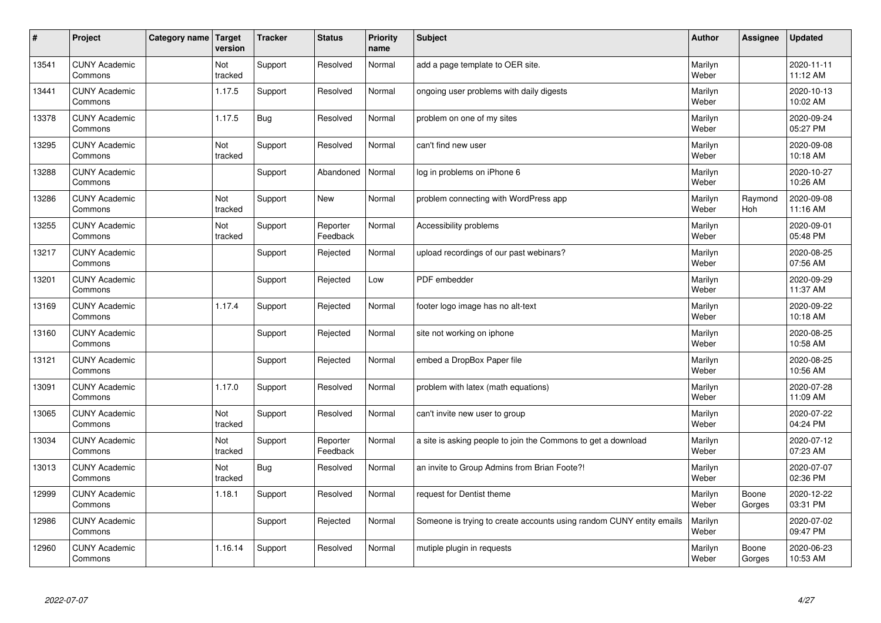| # | Project | Category name | Target version | Tracker | Status | Priority name | Subject | Author | Assignee | Updated |
|---|---|---|---|---|---|---|---|---|---|---|
| 13541 | CUNY Academic Commons | | Not tracked | Support | Resolved | Normal | add a page template to OER site. | Marilyn Weber | | 2020-11-11 11:12 AM |
| 13441 | CUNY Academic Commons | | 1.17.5 | Support | Resolved | Normal | ongoing user problems with daily digests | Marilyn Weber | | 2020-10-13 10:02 AM |
| 13378 | CUNY Academic Commons | | 1.17.5 | Bug | Resolved | Normal | problem on one of my sites | Marilyn Weber | | 2020-09-24 05:27 PM |
| 13295 | CUNY Academic Commons | | Not tracked | Support | Resolved | Normal | can't find new user | Marilyn Weber | | 2020-09-08 10:18 AM |
| 13288 | CUNY Academic Commons | | | Support | Abandoned | Normal | log in problems on iPhone 6 | Marilyn Weber | | 2020-10-27 10:26 AM |
| 13286 | CUNY Academic Commons | | Not tracked | Support | New | Normal | problem connecting with WordPress app | Marilyn Weber | Raymond Hoh | 2020-09-08 11:16 AM |
| 13255 | CUNY Academic Commons | | Not tracked | Support | Reporter Feedback | Normal | Accessibility problems | Marilyn Weber | | 2020-09-01 05:48 PM |
| 13217 | CUNY Academic Commons | | | Support | Rejected | Normal | upload recordings of our past webinars? | Marilyn Weber | | 2020-08-25 07:56 AM |
| 13201 | CUNY Academic Commons | | | Support | Rejected | Low | PDF embedder | Marilyn Weber | | 2020-09-29 11:37 AM |
| 13169 | CUNY Academic Commons | | 1.17.4 | Support | Rejected | Normal | footer logo image has no alt-text | Marilyn Weber | | 2020-09-22 10:18 AM |
| 13160 | CUNY Academic Commons | | | Support | Rejected | Normal | site not working on iphone | Marilyn Weber | | 2020-08-25 10:58 AM |
| 13121 | CUNY Academic Commons | | | Support | Rejected | Normal | embed a DropBox Paper file | Marilyn Weber | | 2020-08-25 10:56 AM |
| 13091 | CUNY Academic Commons | | 1.17.0 | Support | Resolved | Normal | problem with latex (math equations) | Marilyn Weber | | 2020-07-28 11:09 AM |
| 13065 | CUNY Academic Commons | | Not tracked | Support | Resolved | Normal | can't invite new user to group | Marilyn Weber | | 2020-07-22 04:24 PM |
| 13034 | CUNY Academic Commons | | Not tracked | Support | Reporter Feedback | Normal | a site is asking people to join the Commons to get a download | Marilyn Weber | | 2020-07-12 07:23 AM |
| 13013 | CUNY Academic Commons | | Not tracked | Bug | Resolved | Normal | an invite to Group Admins from Brian Foote?! | Marilyn Weber | | 2020-07-07 02:36 PM |
| 12999 | CUNY Academic Commons | | 1.18.1 | Support | Resolved | Normal | request for Dentist theme | Marilyn Weber | Boone Gorges | 2020-12-22 03:31 PM |
| 12986 | CUNY Academic Commons | | | Support | Rejected | Normal | Someone is trying to create accounts using random CUNY entity emails | Marilyn Weber | | 2020-07-02 09:47 PM |
| 12960 | CUNY Academic Commons | | 1.16.14 | Support | Resolved | Normal | mutiple plugin in requests | Marilyn Weber | Boone Gorges | 2020-06-23 10:53 AM |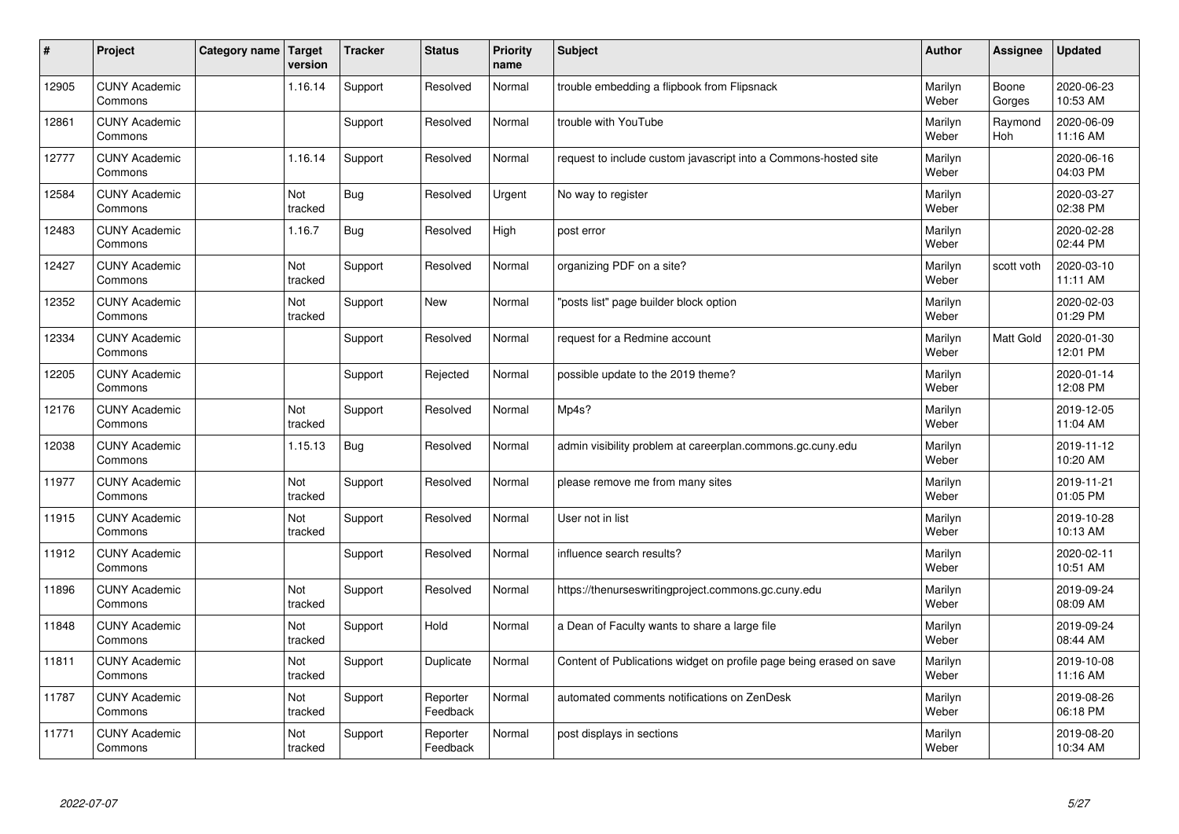| # | Project | Category name | Target version | Tracker | Status | Priority name | Subject | Author | Assignee | Updated |
|---|---|---|---|---|---|---|---|---|---|---|
| 12905 | CUNY Academic Commons | | 1.16.14 | Support | Resolved | Normal | trouble embedding a flipbook from Flipsnack | Marilyn Weber | Boone Gorges | 2020-06-23 10:53 AM |
| 12861 | CUNY Academic Commons | | | Support | Resolved | Normal | trouble with YouTube | Marilyn Weber | Raymond Hoh | 2020-06-09 11:16 AM |
| 12777 | CUNY Academic Commons | | 1.16.14 | Support | Resolved | Normal | request to include custom javascript into a Commons-hosted site | Marilyn Weber | | 2020-06-16 04:03 PM |
| 12584 | CUNY Academic Commons | | Not tracked | Bug | Resolved | Urgent | No way to register | Marilyn Weber | | 2020-03-27 02:38 PM |
| 12483 | CUNY Academic Commons | | 1.16.7 | Bug | Resolved | High | post error | Marilyn Weber | | 2020-02-28 02:44 PM |
| 12427 | CUNY Academic Commons | | Not tracked | Support | Resolved | Normal | organizing PDF on a site? | Marilyn Weber | scott voth | 2020-03-10 11:11 AM |
| 12352 | CUNY Academic Commons | | Not tracked | Support | New | Normal | "posts list" page builder block option | Marilyn Weber | | 2020-02-03 01:29 PM |
| 12334 | CUNY Academic Commons | | | Support | Resolved | Normal | request for a Redmine account | Marilyn Weber | Matt Gold | 2020-01-30 12:01 PM |
| 12205 | CUNY Academic Commons | | | Support | Rejected | Normal | possible update to the 2019 theme? | Marilyn Weber | | 2020-01-14 12:08 PM |
| 12176 | CUNY Academic Commons | | Not tracked | Support | Resolved | Normal | Mp4s? | Marilyn Weber | | 2019-12-05 11:04 AM |
| 12038 | CUNY Academic Commons | | 1.15.13 | Bug | Resolved | Normal | admin visibility problem at careerplan.commons.gc.cuny.edu | Marilyn Weber | | 2019-11-12 10:20 AM |
| 11977 | CUNY Academic Commons | | Not tracked | Support | Resolved | Normal | please remove me from many sites | Marilyn Weber | | 2019-11-21 01:05 PM |
| 11915 | CUNY Academic Commons | | Not tracked | Support | Resolved | Normal | User not in list | Marilyn Weber | | 2019-10-28 10:13 AM |
| 11912 | CUNY Academic Commons | | | Support | Resolved | Normal | influence search results? | Marilyn Weber | | 2020-02-11 10:51 AM |
| 11896 | CUNY Academic Commons | | Not tracked | Support | Resolved | Normal | https://thenurseswritingproject.commons.gc.cuny.edu | Marilyn Weber | | 2019-09-24 08:09 AM |
| 11848 | CUNY Academic Commons | | Not tracked | Support | Hold | Normal | a Dean of Faculty wants to share a large file | Marilyn Weber | | 2019-09-24 08:44 AM |
| 11811 | CUNY Academic Commons | | Not tracked | Support | Duplicate | Normal | Content of Publications widget on profile page being erased on save | Marilyn Weber | | 2019-10-08 11:16 AM |
| 11787 | CUNY Academic Commons | | Not tracked | Support | Reporter Feedback | Normal | automated comments notifications on ZenDesk | Marilyn Weber | | 2019-08-26 06:18 PM |
| 11771 | CUNY Academic Commons | | Not tracked | Support | Reporter Feedback | Normal | post displays in sections | Marilyn Weber | | 2019-08-20 10:34 AM |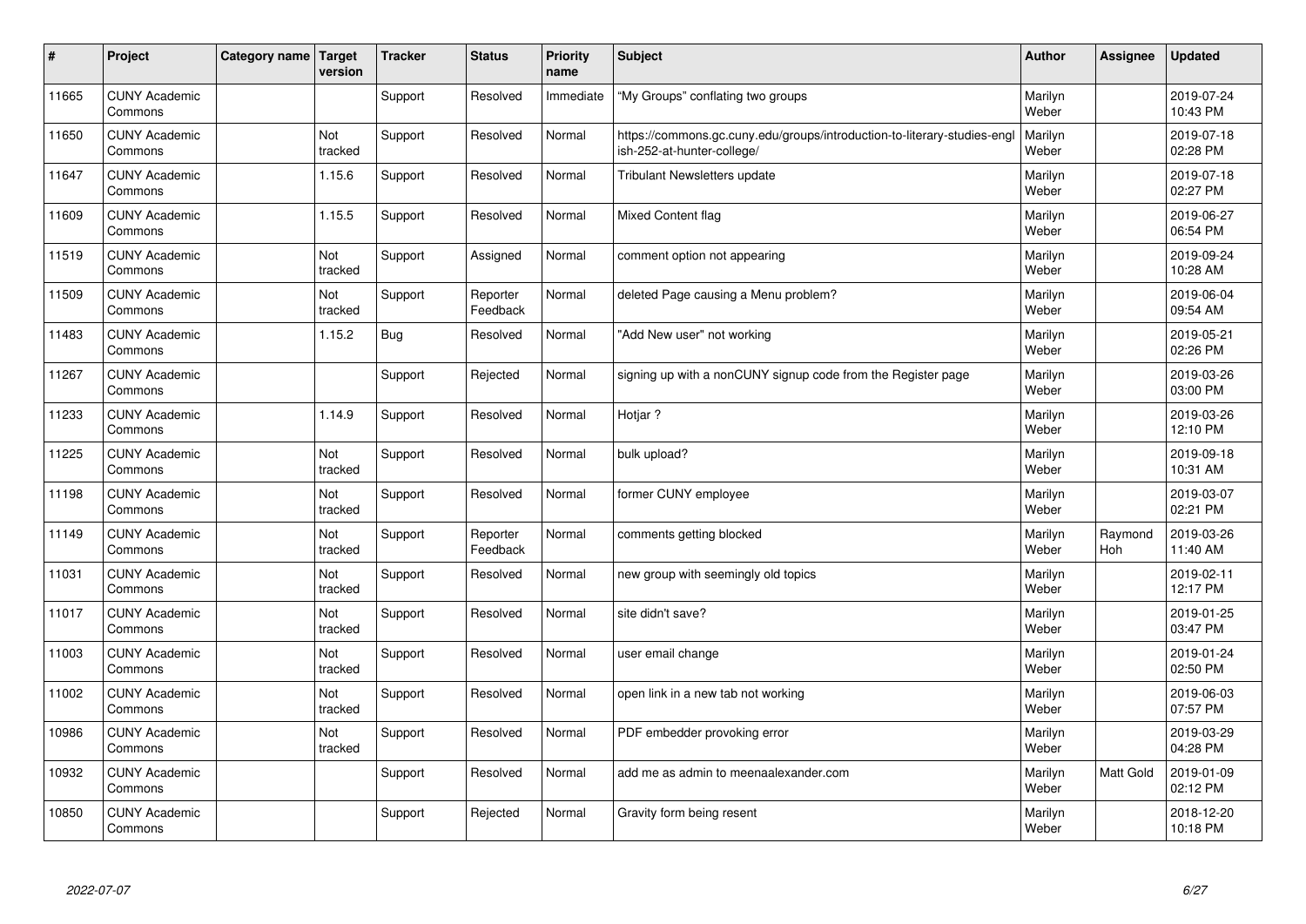| # | Project | Category name | Target version | Tracker | Status | Priority name | Subject | Author | Assignee | Updated |
|---|---|---|---|---|---|---|---|---|---|---|
| 11665 | CUNY Academic Commons | | | Support | Resolved | Immediate | "My Groups" conflating two groups | Marilyn Weber | | 2019-07-24 10:43 PM |
| 11650 | CUNY Academic Commons | | Not tracked | Support | Resolved | Normal | https://commons.gc.cuny.edu/groups/introduction-to-literary-studies-english-252-at-hunter-college/ | Marilyn Weber | | 2019-07-18 02:28 PM |
| 11647 | CUNY Academic Commons | | 1.15.6 | Support | Resolved | Normal | Tribulant Newsletters update | Marilyn Weber | | 2019-07-18 02:27 PM |
| 11609 | CUNY Academic Commons | | 1.15.5 | Support | Resolved | Normal | Mixed Content flag | Marilyn Weber | | 2019-06-27 06:54 PM |
| 11519 | CUNY Academic Commons | | Not tracked | Support | Assigned | Normal | comment option not appearing | Marilyn Weber | | 2019-09-24 10:28 AM |
| 11509 | CUNY Academic Commons | | Not tracked | Support | Reporter Feedback | Normal | deleted Page causing a Menu problem? | Marilyn Weber | | 2019-06-04 09:54 AM |
| 11483 | CUNY Academic Commons | | 1.15.2 | Bug | Resolved | Normal | "Add New user" not working | Marilyn Weber | | 2019-05-21 02:26 PM |
| 11267 | CUNY Academic Commons | | | Support | Rejected | Normal | signing up with a nonCUNY signup code from the Register page | Marilyn Weber | | 2019-03-26 03:00 PM |
| 11233 | CUNY Academic Commons | | 1.14.9 | Support | Resolved | Normal | Hotjar ? | Marilyn Weber | | 2019-03-26 12:10 PM |
| 11225 | CUNY Academic Commons | | Not tracked | Support | Resolved | Normal | bulk upload? | Marilyn Weber | | 2019-09-18 10:31 AM |
| 11198 | CUNY Academic Commons | | Not tracked | Support | Resolved | Normal | former CUNY employee | Marilyn Weber | | 2019-03-07 02:21 PM |
| 11149 | CUNY Academic Commons | | Not tracked | Support | Reporter Feedback | Normal | comments getting blocked | Marilyn Weber | Raymond Hoh | 2019-03-26 11:40 AM |
| 11031 | CUNY Academic Commons | | Not tracked | Support | Resolved | Normal | new group with seemingly old topics | Marilyn Weber | | 2019-02-11 12:17 PM |
| 11017 | CUNY Academic Commons | | Not tracked | Support | Resolved | Normal | site didn't save? | Marilyn Weber | | 2019-01-25 03:47 PM |
| 11003 | CUNY Academic Commons | | Not tracked | Support | Resolved | Normal | user email change | Marilyn Weber | | 2019-01-24 02:50 PM |
| 11002 | CUNY Academic Commons | | Not tracked | Support | Resolved | Normal | open link in a new tab not working | Marilyn Weber | | 2019-06-03 07:57 PM |
| 10986 | CUNY Academic Commons | | Not tracked | Support | Resolved | Normal | PDF embedder provoking error | Marilyn Weber | | 2019-03-29 04:28 PM |
| 10932 | CUNY Academic Commons | | | Support | Resolved | Normal | add me as admin to meenaalexander.com | Marilyn Weber | Matt Gold | 2019-01-09 02:12 PM |
| 10850 | CUNY Academic Commons | | | Support | Rejected | Normal | Gravity form being resent | Marilyn Weber | | 2018-12-20 10:18 PM |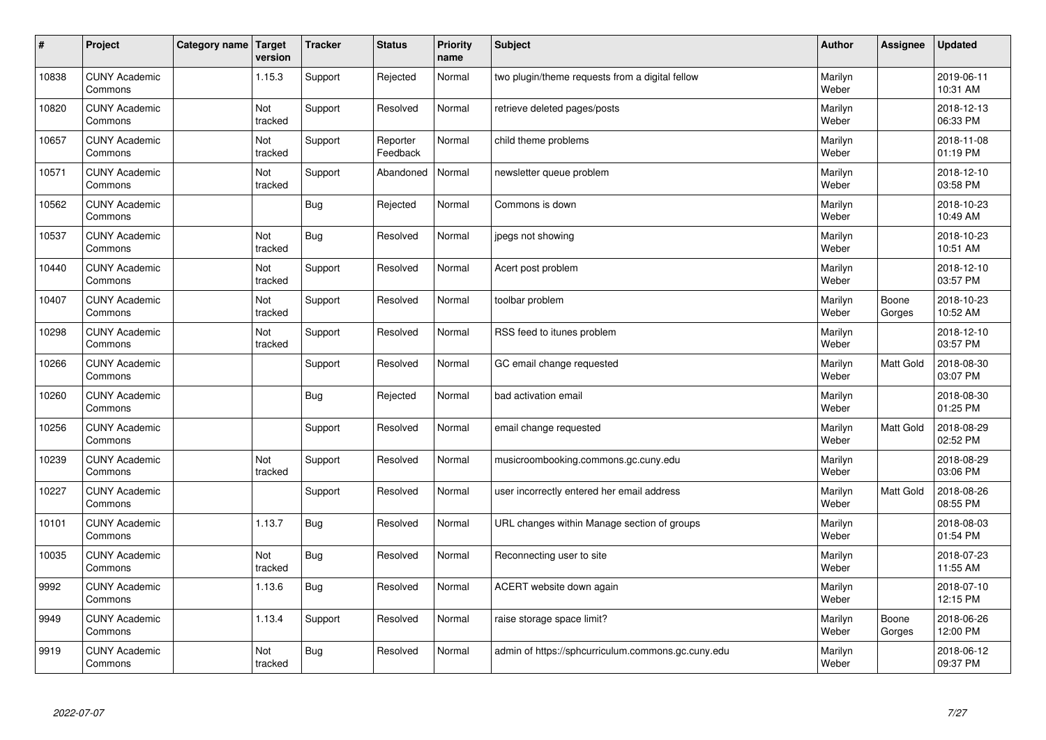| # | Project | Category name | Target version | Tracker | Status | Priority name | Subject | Author | Assignee | Updated |
|---|---|---|---|---|---|---|---|---|---|---|
| 10838 | CUNY Academic Commons | | 1.15.3 | Support | Rejected | Normal | two plugin/theme requests from a digital fellow | Marilyn Weber | | 2019-06-11 10:31 AM |
| 10820 | CUNY Academic Commons | | Not tracked | Support | Resolved | Normal | retrieve deleted pages/posts | Marilyn Weber | | 2018-12-13 06:33 PM |
| 10657 | CUNY Academic Commons | | Not tracked | Support | Reporter Feedback | Normal | child theme problems | Marilyn Weber | | 2018-11-08 01:19 PM |
| 10571 | CUNY Academic Commons | | Not tracked | Support | Abandoned | Normal | newsletter queue problem | Marilyn Weber | | 2018-12-10 03:58 PM |
| 10562 | CUNY Academic Commons | | | Bug | Rejected | Normal | Commons is down | Marilyn Weber | | 2018-10-23 10:49 AM |
| 10537 | CUNY Academic Commons | | Not tracked | Bug | Resolved | Normal | jpegs not showing | Marilyn Weber | | 2018-10-23 10:51 AM |
| 10440 | CUNY Academic Commons | | Not tracked | Support | Resolved | Normal | Acert post problem | Marilyn Weber | | 2018-12-10 03:57 PM |
| 10407 | CUNY Academic Commons | | Not tracked | Support | Resolved | Normal | toolbar problem | Marilyn Weber | Boone Gorges | 2018-10-23 10:52 AM |
| 10298 | CUNY Academic Commons | | Not tracked | Support | Resolved | Normal | RSS feed to itunes problem | Marilyn Weber | | 2018-12-10 03:57 PM |
| 10266 | CUNY Academic Commons | | | Support | Resolved | Normal | GC email change requested | Marilyn Weber | Matt Gold | 2018-08-30 03:07 PM |
| 10260 | CUNY Academic Commons | | | Bug | Rejected | Normal | bad activation email | Marilyn Weber | | 2018-08-30 01:25 PM |
| 10256 | CUNY Academic Commons | | | Support | Resolved | Normal | email change requested | Marilyn Weber | Matt Gold | 2018-08-29 02:52 PM |
| 10239 | CUNY Academic Commons | | Not tracked | Support | Resolved | Normal | musicroombooking.commons.gc.cuny.edu | Marilyn Weber | | 2018-08-29 03:06 PM |
| 10227 | CUNY Academic Commons | | | Support | Resolved | Normal | user incorrectly entered her email address | Marilyn Weber | Matt Gold | 2018-08-26 08:55 PM |
| 10101 | CUNY Academic Commons | | 1.13.7 | Bug | Resolved | Normal | URL changes within Manage section of groups | Marilyn Weber | | 2018-08-03 01:54 PM |
| 10035 | CUNY Academic Commons | | Not tracked | Bug | Resolved | Normal | Reconnecting user to site | Marilyn Weber | | 2018-07-23 11:55 AM |
| 9992 | CUNY Academic Commons | | 1.13.6 | Bug | Resolved | Normal | ACERT website down again | Marilyn Weber | | 2018-07-10 12:15 PM |
| 9949 | CUNY Academic Commons | | 1.13.4 | Support | Resolved | Normal | raise storage space limit? | Marilyn Weber | Boone Gorges | 2018-06-26 12:00 PM |
| 9919 | CUNY Academic Commons | | Not tracked | Bug | Resolved | Normal | admin of https://sphcurriculum.commons.gc.cuny.edu | Marilyn Weber | | 2018-06-12 09:37 PM |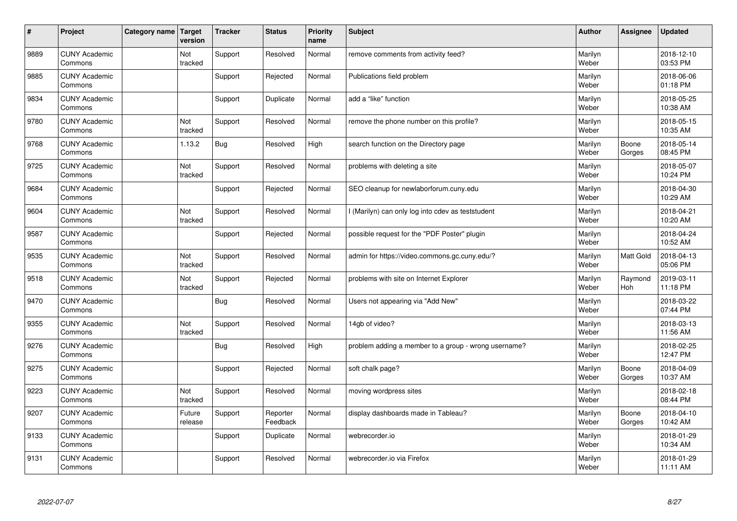| # | Project | Category name | Target version | Tracker | Status | Priority name | Subject | Author | Assignee | Updated |
|---|---|---|---|---|---|---|---|---|---|---|
| 9889 | CUNY Academic Commons | | Not tracked | Support | Resolved | Normal | remove comments from activity feed? | Marilyn Weber | | 2018-12-10 03:53 PM |
| 9885 | CUNY Academic Commons | | | Support | Rejected | Normal | Publications field problem | Marilyn Weber | | 2018-06-06 01:18 PM |
| 9834 | CUNY Academic Commons | | | Support | Duplicate | Normal | add a "like" function | Marilyn Weber | | 2018-05-25 10:38 AM |
| 9780 | CUNY Academic Commons | | Not tracked | Support | Resolved | Normal | remove the phone number on this profile? | Marilyn Weber | | 2018-05-15 10:35 AM |
| 9768 | CUNY Academic Commons | | 1.13.2 | Bug | Resolved | High | search function on the Directory page | Marilyn Weber | Boone Gorges | 2018-05-14 08:45 PM |
| 9725 | CUNY Academic Commons | | Not tracked | Support | Resolved | Normal | problems with deleting a site | Marilyn Weber | | 2018-05-07 10:24 PM |
| 9684 | CUNY Academic Commons | | | Support | Rejected | Normal | SEO cleanup for newlaborforum.cuny.edu | Marilyn Weber | | 2018-04-30 10:29 AM |
| 9604 | CUNY Academic Commons | | Not tracked | Support | Resolved | Normal | I (Marilyn) can only log into cdev as teststudent | Marilyn Weber | | 2018-04-21 10:20 AM |
| 9587 | CUNY Academic Commons | | | Support | Rejected | Normal | possible request for the "PDF Poster" plugin | Marilyn Weber | | 2018-04-24 10:52 AM |
| 9535 | CUNY Academic Commons | | Not tracked | Support | Resolved | Normal | admin for https://video.commons.gc.cuny.edu/? | Marilyn Weber | Matt Gold | 2018-04-13 05:06 PM |
| 9518 | CUNY Academic Commons | | Not tracked | Support | Rejected | Normal | problems with site on Internet Explorer | Marilyn Weber | Raymond Hoh | 2019-03-11 11:18 PM |
| 9470 | CUNY Academic Commons | | | Bug | Resolved | Normal | Users not appearing via "Add New" | Marilyn Weber | | 2018-03-22 07:44 PM |
| 9355 | CUNY Academic Commons | | Not tracked | Support | Resolved | Normal | 14gb of video? | Marilyn Weber | | 2018-03-13 11:56 AM |
| 9276 | CUNY Academic Commons | | | Bug | Resolved | High | problem adding a member to a group - wrong username? | Marilyn Weber | | 2018-02-25 12:47 PM |
| 9275 | CUNY Academic Commons | | | Support | Rejected | Normal | soft chalk page? | Marilyn Weber | Boone Gorges | 2018-04-09 10:37 AM |
| 9223 | CUNY Academic Commons | | Not tracked | Support | Resolved | Normal | moving wordpress sites | Marilyn Weber | | 2018-02-18 08:44 PM |
| 9207 | CUNY Academic Commons | | Future release | Support | Reporter Feedback | Normal | display dashboards made in Tableau? | Marilyn Weber | Boone Gorges | 2018-04-10 10:42 AM |
| 9133 | CUNY Academic Commons | | | Support | Duplicate | Normal | webrecorder.io | Marilyn Weber | | 2018-01-29 10:34 AM |
| 9131 | CUNY Academic Commons | | | Support | Resolved | Normal | webrecorder.io via Firefox | Marilyn Weber | | 2018-01-29 11:11 AM |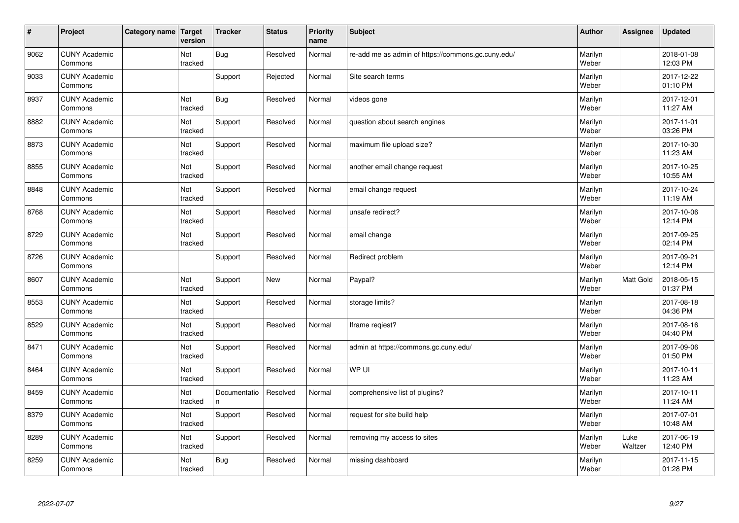| # | Project | Category name | Target version | Tracker | Status | Priority name | Subject | Author | Assignee | Updated |
|---|---|---|---|---|---|---|---|---|---|---|
| 9062 | CUNY Academic Commons | | Not tracked | Bug | Resolved | Normal | re-add me as admin of https://commons.gc.cuny.edu/ | Marilyn Weber | | 2018-01-08 12:03 PM |
| 9033 | CUNY Academic Commons | | | Support | Rejected | Normal | Site search terms | Marilyn Weber | | 2017-12-22 01:10 PM |
| 8937 | CUNY Academic Commons | | Not tracked | Bug | Resolved | Normal | videos gone | Marilyn Weber | | 2017-12-01 11:27 AM |
| 8882 | CUNY Academic Commons | | Not tracked | Support | Resolved | Normal | question about search engines | Marilyn Weber | | 2017-11-01 03:26 PM |
| 8873 | CUNY Academic Commons | | Not tracked | Support | Resolved | Normal | maximum file upload size? | Marilyn Weber | | 2017-10-30 11:23 AM |
| 8855 | CUNY Academic Commons | | Not tracked | Support | Resolved | Normal | another email change request | Marilyn Weber | | 2017-10-25 10:55 AM |
| 8848 | CUNY Academic Commons | | Not tracked | Support | Resolved | Normal | email change request | Marilyn Weber | | 2017-10-24 11:19 AM |
| 8768 | CUNY Academic Commons | | Not tracked | Support | Resolved | Normal | unsafe redirect? | Marilyn Weber | | 2017-10-06 12:14 PM |
| 8729 | CUNY Academic Commons | | Not tracked | Support | Resolved | Normal | email change | Marilyn Weber | | 2017-09-25 02:14 PM |
| 8726 | CUNY Academic Commons | | | Support | Resolved | Normal | Redirect problem | Marilyn Weber | | 2017-09-21 12:14 PM |
| 8607 | CUNY Academic Commons | | Not tracked | Support | New | Normal | Paypal? | Marilyn Weber | Matt Gold | 2018-05-15 01:37 PM |
| 8553 | CUNY Academic Commons | | Not tracked | Support | Resolved | Normal | storage limits? | Marilyn Weber | | 2017-08-18 04:36 PM |
| 8529 | CUNY Academic Commons | | Not tracked | Support | Resolved | Normal | Iframe reqiest? | Marilyn Weber | | 2017-08-16 04:40 PM |
| 8471 | CUNY Academic Commons | | Not tracked | Support | Resolved | Normal | admin at https://commons.gc.cuny.edu/ | Marilyn Weber | | 2017-09-06 01:50 PM |
| 8464 | CUNY Academic Commons | | Not tracked | Support | Resolved | Normal | WP UI | Marilyn Weber | | 2017-10-11 11:23 AM |
| 8459 | CUNY Academic Commons | | Not tracked | Documentation | Resolved | Normal | comprehensive list of plugins? | Marilyn Weber | | 2017-10-11 11:24 AM |
| 8379 | CUNY Academic Commons | | Not tracked | Support | Resolved | Normal | request for site build help | Marilyn Weber | | 2017-07-01 10:48 AM |
| 8289 | CUNY Academic Commons | | Not tracked | Support | Resolved | Normal | removing my access to sites | Marilyn Weber | Luke Waltzer | 2017-06-19 12:40 PM |
| 8259 | CUNY Academic Commons | | Not tracked | Bug | Resolved | Normal | missing dashboard | Marilyn Weber | | 2017-11-15 01:28 PM |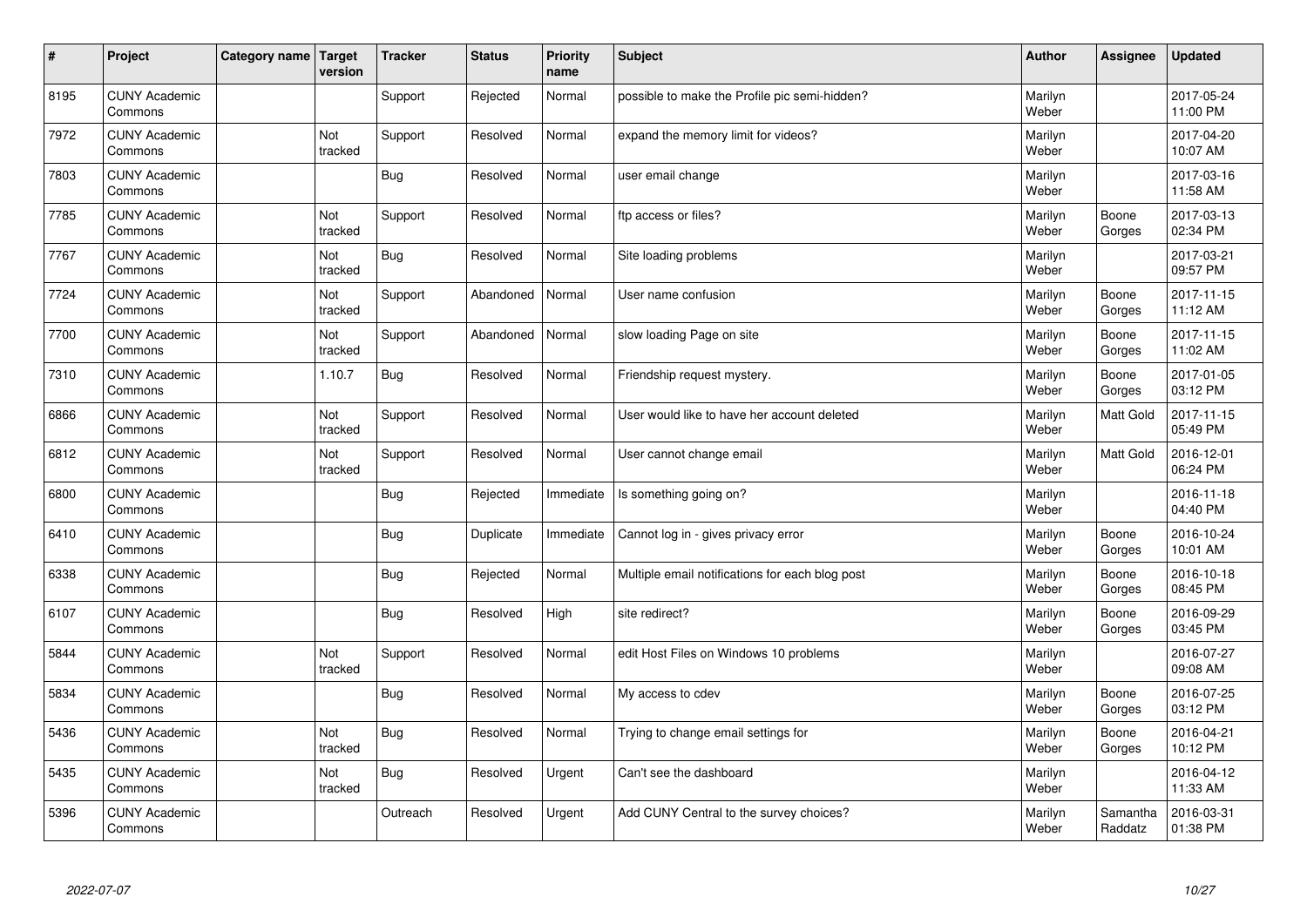| # | Project | Category name | Target version | Tracker | Status | Priority name | Subject | Author | Assignee | Updated |
|---|---|---|---|---|---|---|---|---|---|---|
| 8195 | CUNY Academic Commons | | | Support | Rejected | Normal | possible to make the Profile pic semi-hidden? | Marilyn Weber | | 2017-05-24 11:00 PM |
| 7972 | CUNY Academic Commons | | Not tracked | Support | Resolved | Normal | expand the memory limit for videos? | Marilyn Weber | | 2017-04-20 10:07 AM |
| 7803 | CUNY Academic Commons | | | Bug | Resolved | Normal | user email change | Marilyn Weber | | 2017-03-16 11:58 AM |
| 7785 | CUNY Academic Commons | | Not tracked | Support | Resolved | Normal | ftp access or files? | Marilyn Weber | Boone Gorges | 2017-03-13 02:34 PM |
| 7767 | CUNY Academic Commons | | Not tracked | Bug | Resolved | Normal | Site loading problems | Marilyn Weber | | 2017-03-21 09:57 PM |
| 7724 | CUNY Academic Commons | | Not tracked | Support | Abandoned | Normal | User name confusion | Marilyn Weber | Boone Gorges | 2017-11-15 11:12 AM |
| 7700 | CUNY Academic Commons | | Not tracked | Support | Abandoned | Normal | slow loading Page on site | Marilyn Weber | Boone Gorges | 2017-11-15 11:02 AM |
| 7310 | CUNY Academic Commons | | 1.10.7 | Bug | Resolved | Normal | Friendship request mystery. | Marilyn Weber | Boone Gorges | 2017-01-05 03:12 PM |
| 6866 | CUNY Academic Commons | | Not tracked | Support | Resolved | Normal | User would like to have her account deleted | Marilyn Weber | Matt Gold | 2017-11-15 05:49 PM |
| 6812 | CUNY Academic Commons | | Not tracked | Support | Resolved | Normal | User cannot change email | Marilyn Weber | Matt Gold | 2016-12-01 06:24 PM |
| 6800 | CUNY Academic Commons | | | Bug | Rejected | Immediate | Is something going on? | Marilyn Weber | | 2016-11-18 04:40 PM |
| 6410 | CUNY Academic Commons | | | Bug | Duplicate | Immediate | Cannot log in - gives privacy error | Marilyn Weber | Boone Gorges | 2016-10-24 10:01 AM |
| 6338 | CUNY Academic Commons | | | Bug | Rejected | Normal | Multiple email notifications for each blog post | Marilyn Weber | Boone Gorges | 2016-10-18 08:45 PM |
| 6107 | CUNY Academic Commons | | | Bug | Resolved | High | site redirect? | Marilyn Weber | Boone Gorges | 2016-09-29 03:45 PM |
| 5844 | CUNY Academic Commons | | Not tracked | Support | Resolved | Normal | edit Host Files on Windows 10 problems | Marilyn Weber | | 2016-07-27 09:08 AM |
| 5834 | CUNY Academic Commons | | | Bug | Resolved | Normal | My access to cdev | Marilyn Weber | Boone Gorges | 2016-07-25 03:12 PM |
| 5436 | CUNY Academic Commons | | Not tracked | Bug | Resolved | Normal | Trying to change email settings for | Marilyn Weber | Boone Gorges | 2016-04-21 10:12 PM |
| 5435 | CUNY Academic Commons | | Not tracked | Bug | Resolved | Urgent | Can't see the dashboard | Marilyn Weber | | 2016-04-12 11:33 AM |
| 5396 | CUNY Academic Commons | | | Outreach | Resolved | Urgent | Add CUNY Central to the survey choices? | Marilyn Weber | Samantha Raddatz | 2016-03-31 01:38 PM |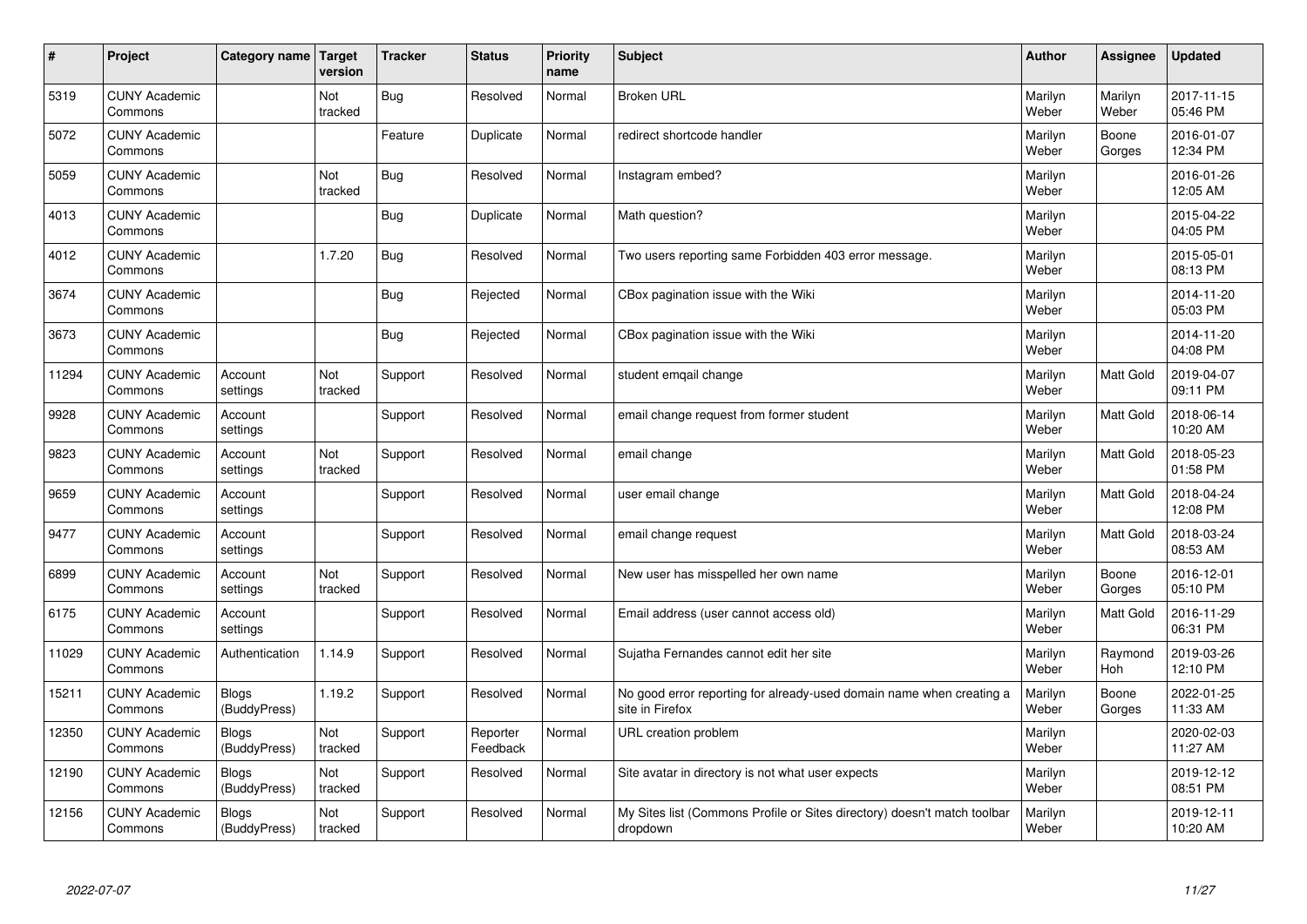| # | Project | Category name | Target version | Tracker | Status | Priority name | Subject | Author | Assignee | Updated |
|---|---|---|---|---|---|---|---|---|---|---|
| 5319 | CUNY Academic Commons | | Not tracked | Bug | Resolved | Normal | Broken URL | Marilyn Weber | Marilyn Weber | 2017-11-15 05:46 PM |
| 5072 | CUNY Academic Commons | | | Feature | Duplicate | Normal | redirect shortcode handler | Marilyn Weber | Boone Gorges | 2016-01-07 12:34 PM |
| 5059 | CUNY Academic Commons | | Not tracked | Bug | Resolved | Normal | Instagram embed? | Marilyn Weber | | 2016-01-26 12:05 AM |
| 4013 | CUNY Academic Commons | | | Bug | Duplicate | Normal | Math question? | Marilyn Weber | | 2015-04-22 04:05 PM |
| 4012 | CUNY Academic Commons | | 1.7.20 | Bug | Resolved | Normal | Two users reporting same Forbidden 403 error message. | Marilyn Weber | | 2015-05-01 08:13 PM |
| 3674 | CUNY Academic Commons | | | Bug | Rejected | Normal | CBox pagination issue with the Wiki | Marilyn Weber | | 2014-11-20 05:03 PM |
| 3673 | CUNY Academic Commons | | | Bug | Rejected | Normal | CBox pagination issue with the Wiki | Marilyn Weber | | 2014-11-20 04:08 PM |
| 11294 | CUNY Academic Commons | Account settings | Not tracked | Support | Resolved | Normal | student emqail change | Marilyn Weber | Matt Gold | 2019-04-07 09:11 PM |
| 9928 | CUNY Academic Commons | Account settings | | Support | Resolved | Normal | email change request from former student | Marilyn Weber | Matt Gold | 2018-06-14 10:20 AM |
| 9823 | CUNY Academic Commons | Account settings | Not tracked | Support | Resolved | Normal | email change | Marilyn Weber | Matt Gold | 2018-05-23 01:58 PM |
| 9659 | CUNY Academic Commons | Account settings | | Support | Resolved | Normal | user email change | Marilyn Weber | Matt Gold | 2018-04-24 12:08 PM |
| 9477 | CUNY Academic Commons | Account settings | | Support | Resolved | Normal | email change request | Marilyn Weber | Matt Gold | 2018-03-24 08:53 AM |
| 6899 | CUNY Academic Commons | Account settings | Not tracked | Support | Resolved | Normal | New user has misspelled her own name | Marilyn Weber | Boone Gorges | 2016-12-01 05:10 PM |
| 6175 | CUNY Academic Commons | Account settings | | Support | Resolved | Normal | Email address (user cannot access old) | Marilyn Weber | Matt Gold | 2016-11-29 06:31 PM |
| 11029 | CUNY Academic Commons | Authentication | 1.14.9 | Support | Resolved | Normal | Sujatha Fernandes cannot edit her site | Marilyn Weber | Raymond Hoh | 2019-03-26 12:10 PM |
| 15211 | CUNY Academic Commons | Blogs (BuddyPress) | 1.19.2 | Support | Resolved | Normal | No good error reporting for already-used domain name when creating a site in Firefox | Marilyn Weber | Boone Gorges | 2022-01-25 11:33 AM |
| 12350 | CUNY Academic Commons | Blogs (BuddyPress) | Not tracked | Support | Reporter Feedback | Normal | URL creation problem | Marilyn Weber | | 2020-02-03 11:27 AM |
| 12190 | CUNY Academic Commons | Blogs (BuddyPress) | Not tracked | Support | Resolved | Normal | Site avatar in directory is not what user expects | Marilyn Weber | | 2019-12-12 08:51 PM |
| 12156 | CUNY Academic Commons | Blogs (BuddyPress) | Not tracked | Support | Resolved | Normal | My Sites list (Commons Profile or Sites directory) doesn't match toolbar dropdown | Marilyn Weber | | 2019-12-11 10:20 AM |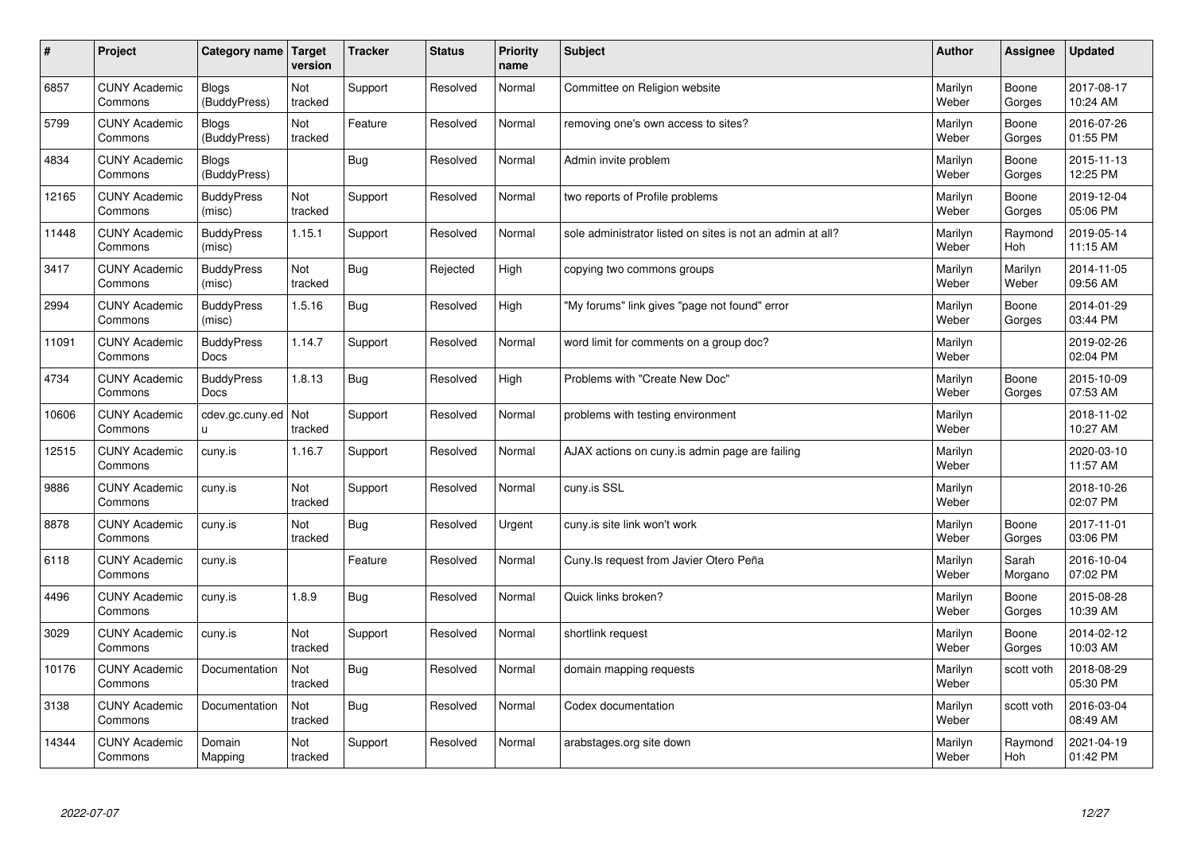| # | Project | Category name | Target version | Tracker | Status | Priority name | Subject | Author | Assignee | Updated |
|---|---|---|---|---|---|---|---|---|---|---|
| 6857 | CUNY Academic Commons | Blogs (BuddyPress) | Not tracked | Support | Resolved | Normal | Committee on Religion website | Marilyn Weber | Boone Gorges | 2017-08-17 10:24 AM |
| 5799 | CUNY Academic Commons | Blogs (BuddyPress) | Not tracked | Feature | Resolved | Normal | removing one's own access to sites? | Marilyn Weber | Boone Gorges | 2016-07-26 01:55 PM |
| 4834 | CUNY Academic Commons | Blogs (BuddyPress) | | Bug | Resolved | Normal | Admin invite problem | Marilyn Weber | Boone Gorges | 2015-11-13 12:25 PM |
| 12165 | CUNY Academic Commons | BuddyPress (misc) | Not tracked | Support | Resolved | Normal | two reports of Profile problems | Marilyn Weber | Boone Gorges | 2019-12-04 05:06 PM |
| 11448 | CUNY Academic Commons | BuddyPress (misc) | 1.15.1 | Support | Resolved | Normal | sole administrator listed on sites is not an admin at all? | Marilyn Weber | Raymond Hoh | 2019-05-14 11:15 AM |
| 3417 | CUNY Academic Commons | BuddyPress (misc) | Not tracked | Bug | Rejected | High | copying two commons groups | Marilyn Weber | Marilyn Weber | 2014-11-05 09:56 AM |
| 2994 | CUNY Academic Commons | BuddyPress (misc) | 1.5.16 | Bug | Resolved | High | "My forums" link gives "page not found" error | Marilyn Weber | Boone Gorges | 2014-01-29 03:44 PM |
| 11091 | CUNY Academic Commons | BuddyPress Docs | 1.14.7 | Support | Resolved | Normal | word limit for comments on a group doc? | Marilyn Weber | | 2019-02-26 02:04 PM |
| 4734 | CUNY Academic Commons | BuddyPress Docs | 1.8.13 | Bug | Resolved | High | Problems with "Create New Doc" | Marilyn Weber | Boone Gorges | 2015-10-09 07:53 AM |
| 10606 | CUNY Academic Commons | cdev.gc.cuny.edu | Not tracked | Support | Resolved | Normal | problems with testing environment | Marilyn Weber | | 2018-11-02 10:27 AM |
| 12515 | CUNY Academic Commons | cuny.is | 1.16.7 | Support | Resolved | Normal | AJAX actions on cuny.is admin page are failing | Marilyn Weber | | 2020-03-10 11:57 AM |
| 9886 | CUNY Academic Commons | cuny.is | Not tracked | Support | Resolved | Normal | cuny.is SSL | Marilyn Weber | | 2018-10-26 02:07 PM |
| 8878 | CUNY Academic Commons | cuny.is | Not tracked | Bug | Resolved | Urgent | cuny.is site link won't work | Marilyn Weber | Boone Gorges | 2017-11-01 03:06 PM |
| 6118 | CUNY Academic Commons | cuny.is | | Feature | Resolved | Normal | Cuny.Is request from Javier Otero Peña | Marilyn Weber | Sarah Morgano | 2016-10-04 07:02 PM |
| 4496 | CUNY Academic Commons | cuny.is | 1.8.9 | Bug | Resolved | Normal | Quick links broken? | Marilyn Weber | Boone Gorges | 2015-08-28 10:39 AM |
| 3029 | CUNY Academic Commons | cuny.is | Not tracked | Support | Resolved | Normal | shortlink request | Marilyn Weber | Boone Gorges | 2014-02-12 10:03 AM |
| 10176 | CUNY Academic Commons | Documentation | Not tracked | Bug | Resolved | Normal | domain mapping requests | Marilyn Weber | scott voth | 2018-08-29 05:30 PM |
| 3138 | CUNY Academic Commons | Documentation | Not tracked | Bug | Resolved | Normal | Codex documentation | Marilyn Weber | scott voth | 2016-03-04 08:49 AM |
| 14344 | CUNY Academic Commons | Domain Mapping | Not tracked | Support | Resolved | Normal | arabstages.org site down | Marilyn Weber | Raymond Hoh | 2021-04-19 01:42 PM |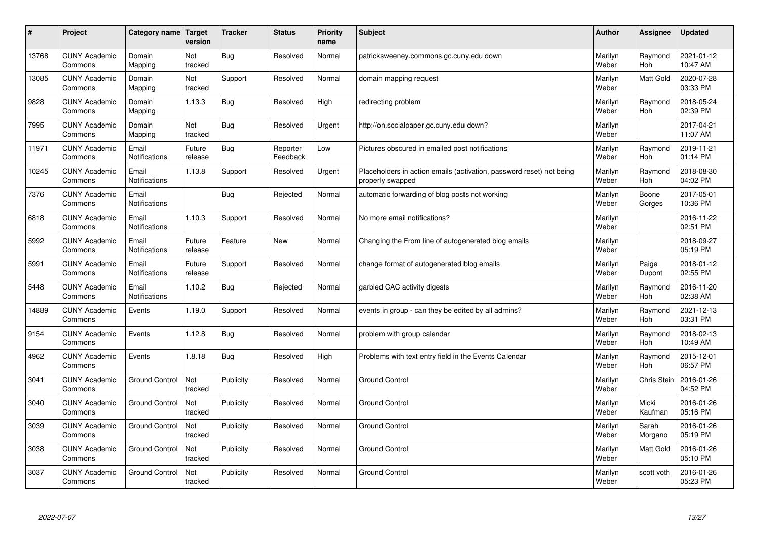| # | Project | Category name | Target version | Tracker | Status | Priority name | Subject | Author | Assignee | Updated |
|---|---|---|---|---|---|---|---|---|---|---|
| 13768 | CUNY Academic Commons | Domain Mapping | Not tracked | Bug | Resolved | Normal | patricksweeney.commons.gc.cuny.edu down | Marilyn Weber | Raymond Hoh | 2021-01-12 10:47 AM |
| 13085 | CUNY Academic Commons | Domain Mapping | Not tracked | Support | Resolved | Normal | domain mapping request | Marilyn Weber | Matt Gold | 2020-07-28 03:33 PM |
| 9828 | CUNY Academic Commons | Domain Mapping | 1.13.3 | Bug | Resolved | High | redirecting problem | Marilyn Weber | Raymond Hoh | 2018-05-24 02:39 PM |
| 7995 | CUNY Academic Commons | Domain Mapping | Not tracked | Bug | Resolved | Urgent | http://on.socialpaper.gc.cuny.edu down? | Marilyn Weber | | 2017-04-21 11:07 AM |
| 11971 | CUNY Academic Commons | Email Notifications | Future release | Bug | Reporter Feedback | Low | Pictures obscured in emailed post notifications | Marilyn Weber | Raymond Hoh | 2019-11-21 01:14 PM |
| 10245 | CUNY Academic Commons | Email Notifications | 1.13.8 | Support | Resolved | Urgent | Placeholders in action emails (activation, password reset) not being properly swapped | Marilyn Weber | Raymond Hoh | 2018-08-30 04:02 PM |
| 7376 | CUNY Academic Commons | Email Notifications | | Bug | Rejected | Normal | automatic forwarding of blog posts not working | Marilyn Weber | Boone Gorges | 2017-05-01 10:36 PM |
| 6818 | CUNY Academic Commons | Email Notifications | 1.10.3 | Support | Resolved | Normal | No more email notifications? | Marilyn Weber | | 2016-11-22 02:51 PM |
| 5992 | CUNY Academic Commons | Email Notifications | Future release | Feature | New | Normal | Changing the From line of autogenerated blog emails | Marilyn Weber | | 2018-09-27 05:19 PM |
| 5991 | CUNY Academic Commons | Email Notifications | Future release | Support | Resolved | Normal | change format of autogenerated blog emails | Marilyn Weber | Paige Dupont | 2018-01-12 02:55 PM |
| 5448 | CUNY Academic Commons | Email Notifications | 1.10.2 | Bug | Rejected | Normal | garbled CAC activity digests | Marilyn Weber | Raymond Hoh | 2016-11-20 02:38 AM |
| 14889 | CUNY Academic Commons | Events | 1.19.0 | Support | Resolved | Normal | events in group - can they be edited by all admins? | Marilyn Weber | Raymond Hoh | 2021-12-13 03:31 PM |
| 9154 | CUNY Academic Commons | Events | 1.12.8 | Bug | Resolved | Normal | problem with group calendar | Marilyn Weber | Raymond Hoh | 2018-02-13 10:49 AM |
| 4962 | CUNY Academic Commons | Events | 1.8.18 | Bug | Resolved | High | Problems with text entry field in the Events Calendar | Marilyn Weber | Raymond Hoh | 2015-12-01 06:57 PM |
| 3041 | CUNY Academic Commons | Ground Control | Not tracked | Publicity | Resolved | Normal | Ground Control | Marilyn Weber | Chris Stein | 2016-01-26 04:52 PM |
| 3040 | CUNY Academic Commons | Ground Control | Not tracked | Publicity | Resolved | Normal | Ground Control | Marilyn Weber | Micki Kaufman | 2016-01-26 05:16 PM |
| 3039 | CUNY Academic Commons | Ground Control | Not tracked | Publicity | Resolved | Normal | Ground Control | Marilyn Weber | Sarah Morgano | 2016-01-26 05:19 PM |
| 3038 | CUNY Academic Commons | Ground Control | Not tracked | Publicity | Resolved | Normal | Ground Control | Marilyn Weber | Matt Gold | 2016-01-26 05:10 PM |
| 3037 | CUNY Academic Commons | Ground Control | Not tracked | Publicity | Resolved | Normal | Ground Control | Marilyn Weber | scott voth | 2016-01-26 05:23 PM |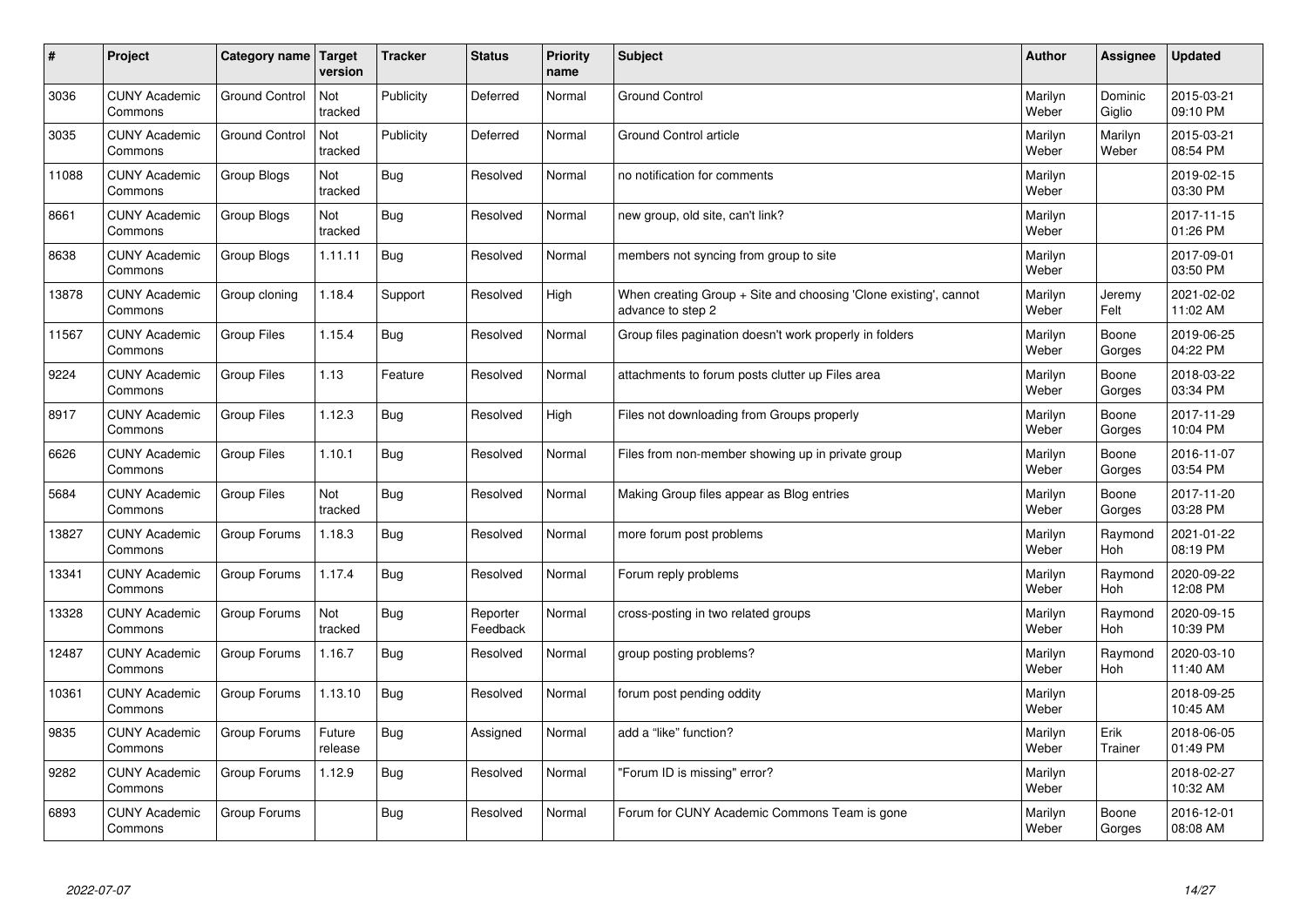| # | Project | Category name | Target version | Tracker | Status | Priority name | Subject | Author | Assignee | Updated |
|---|---|---|---|---|---|---|---|---|---|---|
| 3036 | CUNY Academic Commons | Ground Control | Not tracked | Publicity | Deferred | Normal | Ground Control | Marilyn Weber | Dominic Giglio | 2015-03-21 09:10 PM |
| 3035 | CUNY Academic Commons | Ground Control | Not tracked | Publicity | Deferred | Normal | Ground Control article | Marilyn Weber | Marilyn Weber | 2015-03-21 08:54 PM |
| 11088 | CUNY Academic Commons | Group Blogs | Not tracked | Bug | Resolved | Normal | no notification for comments | Marilyn Weber | | 2019-02-15 03:30 PM |
| 8661 | CUNY Academic Commons | Group Blogs | Not tracked | Bug | Resolved | Normal | new group, old site, can't link? | Marilyn Weber | | 2017-11-15 01:26 PM |
| 8638 | CUNY Academic Commons | Group Blogs | 1.11.11 | Bug | Resolved | Normal | members not syncing from group to site | Marilyn Weber | | 2017-09-01 03:50 PM |
| 13878 | CUNY Academic Commons | Group cloning | 1.18.4 | Support | Resolved | High | When creating Group + Site and choosing 'Clone existing', cannot advance to step 2 | Marilyn Weber | Jeremy Felt | 2021-02-02 11:02 AM |
| 11567 | CUNY Academic Commons | Group Files | 1.15.4 | Bug | Resolved | Normal | Group files pagination doesn't work properly in folders | Marilyn Weber | Boone Gorges | 2019-06-25 04:22 PM |
| 9224 | CUNY Academic Commons | Group Files | 1.13 | Feature | Resolved | Normal | attachments to forum posts clutter up Files area | Marilyn Weber | Boone Gorges | 2018-03-22 03:34 PM |
| 8917 | CUNY Academic Commons | Group Files | 1.12.3 | Bug | Resolved | High | Files not downloading from Groups properly | Marilyn Weber | Boone Gorges | 2017-11-29 10:04 PM |
| 6626 | CUNY Academic Commons | Group Files | 1.10.1 | Bug | Resolved | Normal | Files from non-member showing up in private group | Marilyn Weber | Boone Gorges | 2016-11-07 03:54 PM |
| 5684 | CUNY Academic Commons | Group Files | Not tracked | Bug | Resolved | Normal | Making Group files appear as Blog entries | Marilyn Weber | Boone Gorges | 2017-11-20 03:28 PM |
| 13827 | CUNY Academic Commons | Group Forums | 1.18.3 | Bug | Resolved | Normal | more forum post problems | Marilyn Weber | Raymond Hoh | 2021-01-22 08:19 PM |
| 13341 | CUNY Academic Commons | Group Forums | 1.17.4 | Bug | Resolved | Normal | Forum reply problems | Marilyn Weber | Raymond Hoh | 2020-09-22 12:08 PM |
| 13328 | CUNY Academic Commons | Group Forums | Not tracked | Bug | Reporter Feedback | Normal | cross-posting in two related groups | Marilyn Weber | Raymond Hoh | 2020-09-15 10:39 PM |
| 12487 | CUNY Academic Commons | Group Forums | 1.16.7 | Bug | Resolved | Normal | group posting problems? | Marilyn Weber | Raymond Hoh | 2020-03-10 11:40 AM |
| 10361 | CUNY Academic Commons | Group Forums | 1.13.10 | Bug | Resolved | Normal | forum post pending oddity | Marilyn Weber | | 2018-09-25 10:45 AM |
| 9835 | CUNY Academic Commons | Group Forums | Future release | Bug | Assigned | Normal | add a "like" function? | Marilyn Weber | Erik Trainer | 2018-06-05 01:49 PM |
| 9282 | CUNY Academic Commons | Group Forums | 1.12.9 | Bug | Resolved | Normal | "Forum ID is missing" error? | Marilyn Weber | | 2018-02-27 10:32 AM |
| 6893 | CUNY Academic Commons | Group Forums | | Bug | Resolved | Normal | Forum for CUNY Academic Commons Team is gone | Marilyn Weber | Boone Gorges | 2016-12-01 08:08 AM |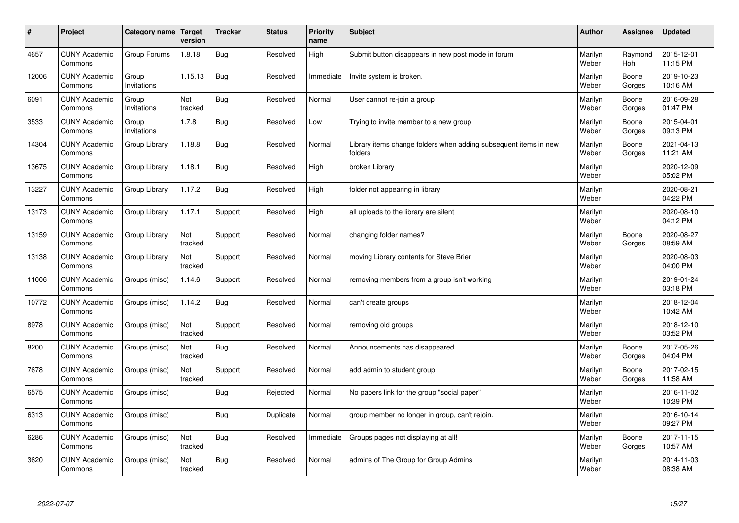| # | Project | Category name | Target version | Tracker | Status | Priority name | Subject | Author | Assignee | Updated |
|---|---|---|---|---|---|---|---|---|---|---|
| 4657 | CUNY Academic Commons | Group Forums | 1.8.18 | Bug | Resolved | High | Submit button disappears in new post mode in forum | Marilyn Weber | Raymond Hoh | 2015-12-01 11:15 PM |
| 12006 | CUNY Academic Commons | Group Invitations | 1.15.13 | Bug | Resolved | Immediate | Invite system is broken. | Marilyn Weber | Boone Gorges | 2019-10-23 10:16 AM |
| 6091 | CUNY Academic Commons | Group Invitations | Not tracked | Bug | Resolved | Normal | User cannot re-join a group | Marilyn Weber | Boone Gorges | 2016-09-28 01:47 PM |
| 3533 | CUNY Academic Commons | Group Invitations | 1.7.8 | Bug | Resolved | Low | Trying to invite member to a new group | Marilyn Weber | Boone Gorges | 2015-04-01 09:13 PM |
| 14304 | CUNY Academic Commons | Group Library | 1.18.8 | Bug | Resolved | Normal | Library items change folders when adding subsequent items in new folders | Marilyn Weber | Boone Gorges | 2021-04-13 11:21 AM |
| 13675 | CUNY Academic Commons | Group Library | 1.18.1 | Bug | Resolved | High | broken Library | Marilyn Weber | | 2020-12-09 05:02 PM |
| 13227 | CUNY Academic Commons | Group Library | 1.17.2 | Bug | Resolved | High | folder not appearing in library | Marilyn Weber | | 2020-08-21 04:22 PM |
| 13173 | CUNY Academic Commons | Group Library | 1.17.1 | Support | Resolved | High | all uploads to the library are silent | Marilyn Weber | | 2020-08-10 04:12 PM |
| 13159 | CUNY Academic Commons | Group Library | Not tracked | Support | Resolved | Normal | changing folder names? | Marilyn Weber | Boone Gorges | 2020-08-27 08:59 AM |
| 13138 | CUNY Academic Commons | Group Library | Not tracked | Support | Resolved | Normal | moving Library contents for Steve Brier | Marilyn Weber | | 2020-08-03 04:00 PM |
| 11006 | CUNY Academic Commons | Groups (misc) | 1.14.6 | Support | Resolved | Normal | removing members from a group isn't working | Marilyn Weber | | 2019-01-24 03:18 PM |
| 10772 | CUNY Academic Commons | Groups (misc) | 1.14.2 | Bug | Resolved | Normal | can't create groups | Marilyn Weber | | 2018-12-04 10:42 AM |
| 8978 | CUNY Academic Commons | Groups (misc) | Not tracked | Support | Resolved | Normal | removing old groups | Marilyn Weber | | 2018-12-10 03:52 PM |
| 8200 | CUNY Academic Commons | Groups (misc) | Not tracked | Bug | Resolved | Normal | Announcements has disappeared | Marilyn Weber | Boone Gorges | 2017-05-26 04:04 PM |
| 7678 | CUNY Academic Commons | Groups (misc) | Not tracked | Support | Resolved | Normal | add admin to student group | Marilyn Weber | Boone Gorges | 2017-02-15 11:58 AM |
| 6575 | CUNY Academic Commons | Groups (misc) | | Bug | Rejected | Normal | No papers link for the group "social paper" | Marilyn Weber | | 2016-11-02 10:39 PM |
| 6313 | CUNY Academic Commons | Groups (misc) | | Bug | Duplicate | Normal | group member no longer in group, can't rejoin. | Marilyn Weber | | 2016-10-14 09:27 PM |
| 6286 | CUNY Academic Commons | Groups (misc) | Not tracked | Bug | Resolved | Immediate | Groups pages not displaying at all! | Marilyn Weber | Boone Gorges | 2017-11-15 10:57 AM |
| 3620 | CUNY Academic Commons | Groups (misc) | Not tracked | Bug | Resolved | Normal | admins of The Group for Group Admins | Marilyn Weber | | 2014-11-03 08:38 AM |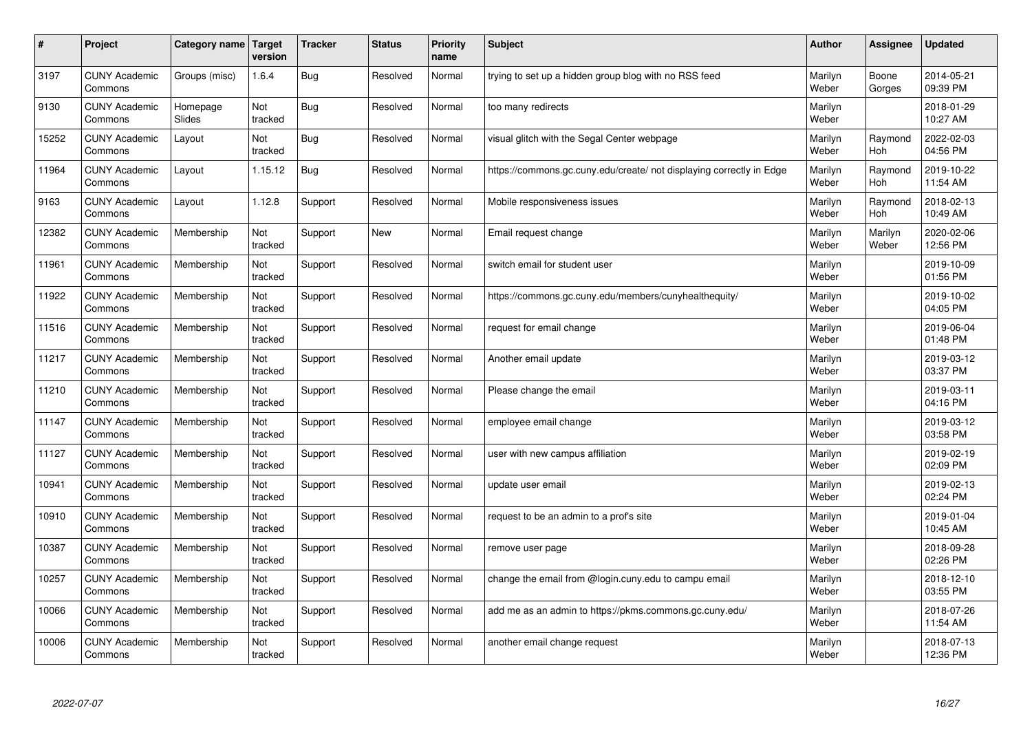| # | Project | Category name | Target version | Tracker | Status | Priority name | Subject | Author | Assignee | Updated |
|---|---|---|---|---|---|---|---|---|---|---|
| 3197 | CUNY Academic Commons | Groups (misc) | 1.6.4 | Bug | Resolved | Normal | trying to set up a hidden group blog with no RSS feed | Marilyn Weber | Boone Gorges | 2014-05-21 09:39 PM |
| 9130 | CUNY Academic Commons | Homepage Slides | Not tracked | Bug | Resolved | Normal | too many redirects | Marilyn Weber | | 2018-01-29 10:27 AM |
| 15252 | CUNY Academic Commons | Layout | Not tracked | Bug | Resolved | Normal | visual glitch with the Segal Center webpage | Marilyn Weber | Raymond Hoh | 2022-02-03 04:56 PM |
| 11964 | CUNY Academic Commons | Layout | 1.15.12 | Bug | Resolved | Normal | https://commons.gc.cuny.edu/create/ not displaying correctly in Edge | Marilyn Weber | Raymond Hoh | 2019-10-22 11:54 AM |
| 9163 | CUNY Academic Commons | Layout | 1.12.8 | Support | Resolved | Normal | Mobile responsiveness issues | Marilyn Weber | Raymond Hoh | 2018-02-13 10:49 AM |
| 12382 | CUNY Academic Commons | Membership | Not tracked | Support | New | Normal | Email request change | Marilyn Weber | Marilyn Weber | 2020-02-06 12:56 PM |
| 11961 | CUNY Academic Commons | Membership | Not tracked | Support | Resolved | Normal | switch email for student user | Marilyn Weber | | 2019-10-09 01:56 PM |
| 11922 | CUNY Academic Commons | Membership | Not tracked | Support | Resolved | Normal | https://commons.gc.cuny.edu/members/cunyhealthequity/ | Marilyn Weber | | 2019-10-02 04:05 PM |
| 11516 | CUNY Academic Commons | Membership | Not tracked | Support | Resolved | Normal | request for email change | Marilyn Weber | | 2019-06-04 01:48 PM |
| 11217 | CUNY Academic Commons | Membership | Not tracked | Support | Resolved | Normal | Another email update | Marilyn Weber | | 2019-03-12 03:37 PM |
| 11210 | CUNY Academic Commons | Membership | Not tracked | Support | Resolved | Normal | Please change the email | Marilyn Weber | | 2019-03-11 04:16 PM |
| 11147 | CUNY Academic Commons | Membership | Not tracked | Support | Resolved | Normal | employee email change | Marilyn Weber | | 2019-03-12 03:58 PM |
| 11127 | CUNY Academic Commons | Membership | Not tracked | Support | Resolved | Normal | user with new campus affiliation | Marilyn Weber | | 2019-02-19 02:09 PM |
| 10941 | CUNY Academic Commons | Membership | Not tracked | Support | Resolved | Normal | update user email | Marilyn Weber | | 2019-02-13 02:24 PM |
| 10910 | CUNY Academic Commons | Membership | Not tracked | Support | Resolved | Normal | request to be an admin to a prof's site | Marilyn Weber | | 2019-01-04 10:45 AM |
| 10387 | CUNY Academic Commons | Membership | Not tracked | Support | Resolved | Normal | remove user page | Marilyn Weber | | 2018-09-28 02:26 PM |
| 10257 | CUNY Academic Commons | Membership | Not tracked | Support | Resolved | Normal | change the email from @login.cuny.edu to campu email | Marilyn Weber | | 2018-12-10 03:55 PM |
| 10066 | CUNY Academic Commons | Membership | Not tracked | Support | Resolved | Normal | add me as an admin to https://pkms.commons.gc.cuny.edu/ | Marilyn Weber | | 2018-07-26 11:54 AM |
| 10006 | CUNY Academic Commons | Membership | Not tracked | Support | Resolved | Normal | another email change request | Marilyn Weber | | 2018-07-13 12:36 PM |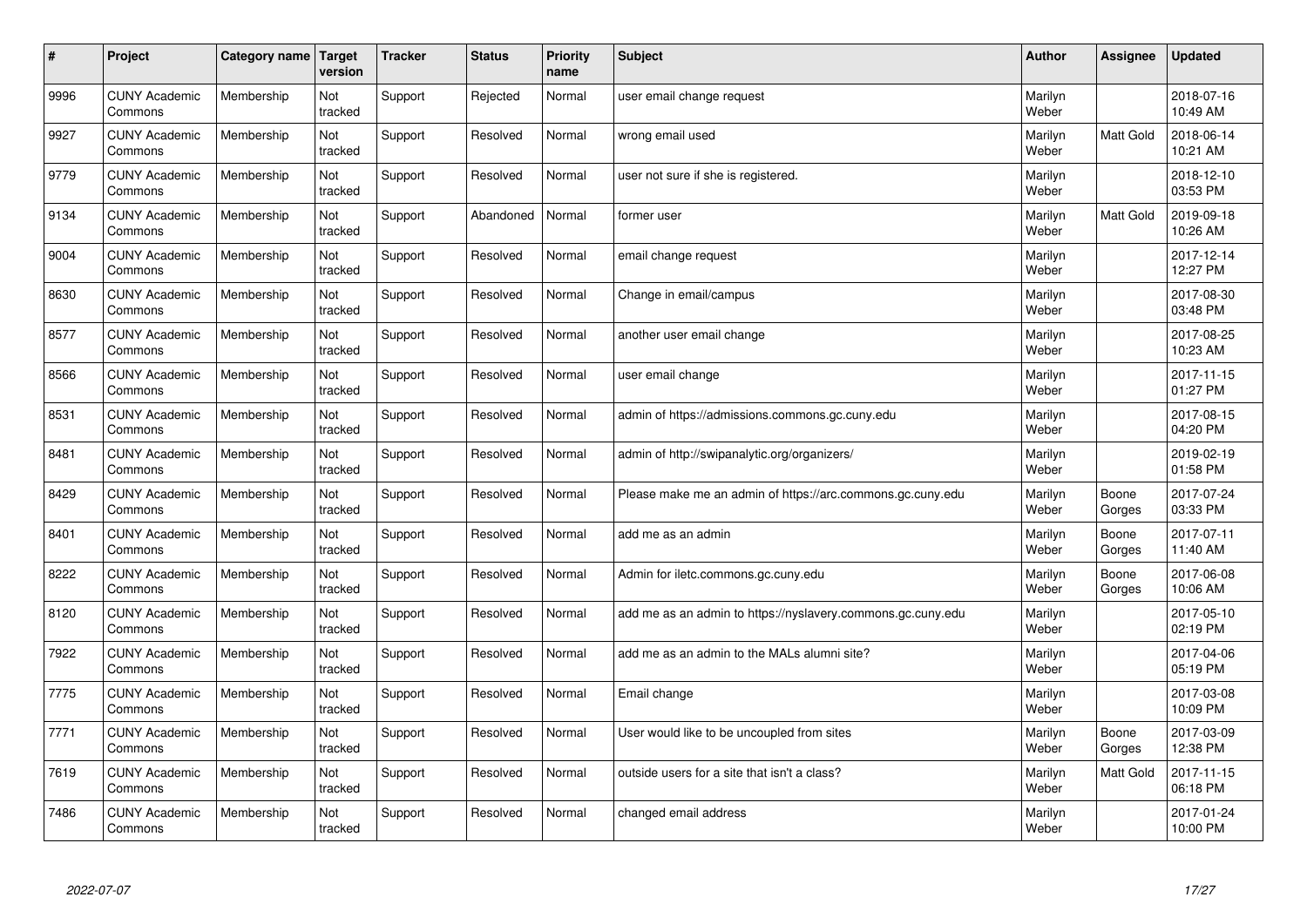| # | Project | Category name | Target version | Tracker | Status | Priority name | Subject | Author | Assignee | Updated |
|---|---|---|---|---|---|---|---|---|---|---|
| 9996 | CUNY Academic Commons | Membership | Not tracked | Support | Rejected | Normal | user email change request | Marilyn Weber | | 2018-07-16 10:49 AM |
| 9927 | CUNY Academic Commons | Membership | Not tracked | Support | Resolved | Normal | wrong email used | Marilyn Weber | Matt Gold | 2018-06-14 10:21 AM |
| 9779 | CUNY Academic Commons | Membership | Not tracked | Support | Resolved | Normal | user not sure if she is registered. | Marilyn Weber | | 2018-12-10 03:53 PM |
| 9134 | CUNY Academic Commons | Membership | Not tracked | Support | Abandoned | Normal | former user | Marilyn Weber | Matt Gold | 2019-09-18 10:26 AM |
| 9004 | CUNY Academic Commons | Membership | Not tracked | Support | Resolved | Normal | email change request | Marilyn Weber | | 2017-12-14 12:27 PM |
| 8630 | CUNY Academic Commons | Membership | Not tracked | Support | Resolved | Normal | Change in email/campus | Marilyn Weber | | 2017-08-30 03:48 PM |
| 8577 | CUNY Academic Commons | Membership | Not tracked | Support | Resolved | Normal | another user email change | Marilyn Weber | | 2017-08-25 10:23 AM |
| 8566 | CUNY Academic Commons | Membership | Not tracked | Support | Resolved | Normal | user email change | Marilyn Weber | | 2017-11-15 01:27 PM |
| 8531 | CUNY Academic Commons | Membership | Not tracked | Support | Resolved | Normal | admin of https://admissions.commons.gc.cuny.edu | Marilyn Weber | | 2017-08-15 04:20 PM |
| 8481 | CUNY Academic Commons | Membership | Not tracked | Support | Resolved | Normal | admin of http://swipanalytic.org/organizers/ | Marilyn Weber | | 2019-02-19 01:58 PM |
| 8429 | CUNY Academic Commons | Membership | Not tracked | Support | Resolved | Normal | Please make me an admin of https://arc.commons.gc.cuny.edu | Marilyn Weber | Boone Gorges | 2017-07-24 03:33 PM |
| 8401 | CUNY Academic Commons | Membership | Not tracked | Support | Resolved | Normal | add me as an admin | Marilyn Weber | Boone Gorges | 2017-07-11 11:40 AM |
| 8222 | CUNY Academic Commons | Membership | Not tracked | Support | Resolved | Normal | Admin for iletc.commons.gc.cuny.edu | Marilyn Weber | Boone Gorges | 2017-06-08 10:06 AM |
| 8120 | CUNY Academic Commons | Membership | Not tracked | Support | Resolved | Normal | add me as an admin to https://nyslavery.commons.gc.cuny.edu | Marilyn Weber | | 2017-05-10 02:19 PM |
| 7922 | CUNY Academic Commons | Membership | Not tracked | Support | Resolved | Normal | add me as an admin to the MALs alumni site? | Marilyn Weber | | 2017-04-06 05:19 PM |
| 7775 | CUNY Academic Commons | Membership | Not tracked | Support | Resolved | Normal | Email change | Marilyn Weber | | 2017-03-08 10:09 PM |
| 7771 | CUNY Academic Commons | Membership | Not tracked | Support | Resolved | Normal | User would like to be uncoupled from sites | Marilyn Weber | Boone Gorges | 2017-03-09 12:38 PM |
| 7619 | CUNY Academic Commons | Membership | Not tracked | Support | Resolved | Normal | outside users for a site that isn't a class? | Marilyn Weber | Matt Gold | 2017-11-15 06:18 PM |
| 7486 | CUNY Academic Commons | Membership | Not tracked | Support | Resolved | Normal | changed email address | Marilyn Weber | | 2017-01-24 10:00 PM |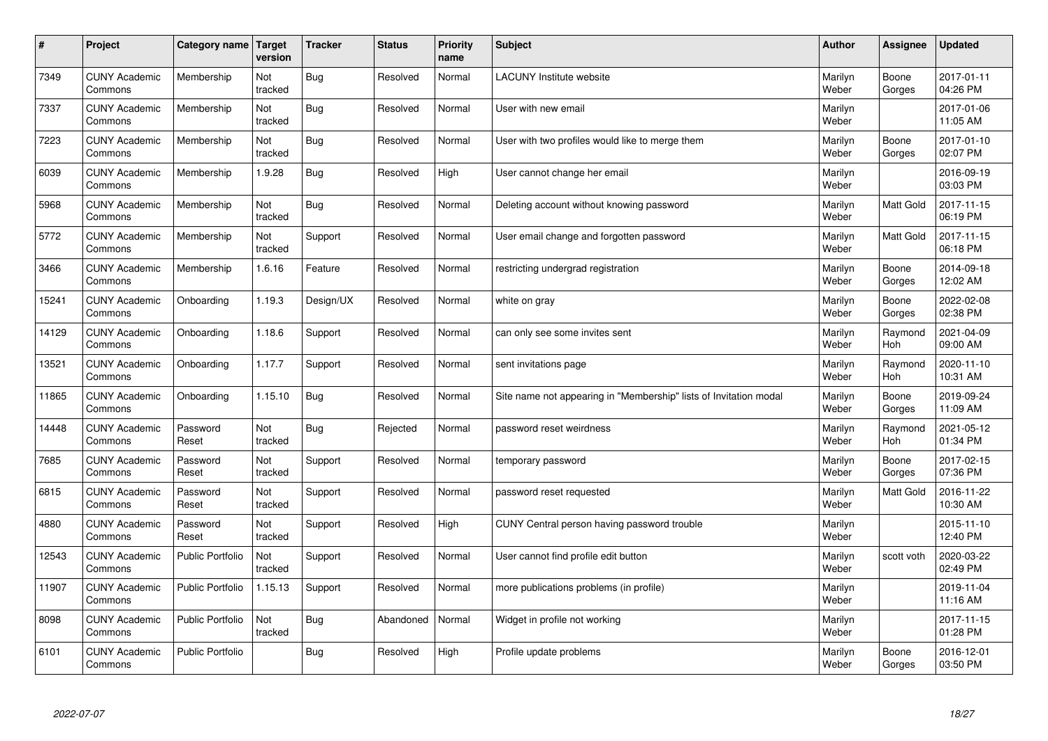| # | Project | Category name | Target version | Tracker | Status | Priority name | Subject | Author | Assignee | Updated |
|---|---|---|---|---|---|---|---|---|---|---|
| 7349 | CUNY Academic Commons | Membership | Not tracked | Bug | Resolved | Normal | LACUNY Institute website | Marilyn Weber | Boone Gorges | 2017-01-11 04:26 PM |
| 7337 | CUNY Academic Commons | Membership | Not tracked | Bug | Resolved | Normal | User with new email | Marilyn Weber | | 2017-01-06 11:05 AM |
| 7223 | CUNY Academic Commons | Membership | Not tracked | Bug | Resolved | Normal | User with two profiles would like to merge them | Marilyn Weber | Boone Gorges | 2017-01-10 02:07 PM |
| 6039 | CUNY Academic Commons | Membership | 1.9.28 | Bug | Resolved | High | User cannot change her email | Marilyn Weber | | 2016-09-19 03:03 PM |
| 5968 | CUNY Academic Commons | Membership | Not tracked | Bug | Resolved | Normal | Deleting account without knowing password | Marilyn Weber | Matt Gold | 2017-11-15 06:19 PM |
| 5772 | CUNY Academic Commons | Membership | Not tracked | Support | Resolved | Normal | User email change and forgotten password | Marilyn Weber | Matt Gold | 2017-11-15 06:18 PM |
| 3466 | CUNY Academic Commons | Membership | 1.6.16 | Feature | Resolved | Normal | restricting undergrad registration | Marilyn Weber | Boone Gorges | 2014-09-18 12:02 AM |
| 15241 | CUNY Academic Commons | Onboarding | 1.19.3 | Design/UX | Resolved | Normal | white on gray | Marilyn Weber | Boone Gorges | 2022-02-08 02:38 PM |
| 14129 | CUNY Academic Commons | Onboarding | 1.18.6 | Support | Resolved | Normal | can only see some invites sent | Marilyn Weber | Raymond Hoh | 2021-04-09 09:00 AM |
| 13521 | CUNY Academic Commons | Onboarding | 1.17.7 | Support | Resolved | Normal | sent invitations page | Marilyn Weber | Raymond Hoh | 2020-11-10 10:31 AM |
| 11865 | CUNY Academic Commons | Onboarding | 1.15.10 | Bug | Resolved | Normal | Site name not appearing in "Membership" lists of Invitation modal | Marilyn Weber | Boone Gorges | 2019-09-24 11:09 AM |
| 14448 | CUNY Academic Commons | Password Reset | Not tracked | Bug | Rejected | Normal | password reset weirdness | Marilyn Weber | Raymond Hoh | 2021-05-12 01:34 PM |
| 7685 | CUNY Academic Commons | Password Reset | Not tracked | Support | Resolved | Normal | temporary password | Marilyn Weber | Boone Gorges | 2017-02-15 07:36 PM |
| 6815 | CUNY Academic Commons | Password Reset | Not tracked | Support | Resolved | Normal | password reset requested | Marilyn Weber | Matt Gold | 2016-11-22 10:30 AM |
| 4880 | CUNY Academic Commons | Password Reset | Not tracked | Support | Resolved | High | CUNY Central person having password trouble | Marilyn Weber | | 2015-11-10 12:40 PM |
| 12543 | CUNY Academic Commons | Public Portfolio | Not tracked | Support | Resolved | Normal | User cannot find profile edit button | Marilyn Weber | scott voth | 2020-03-22 02:49 PM |
| 11907 | CUNY Academic Commons | Public Portfolio | 1.15.13 | Support | Resolved | Normal | more publications problems (in profile) | Marilyn Weber | | 2019-11-04 11:16 AM |
| 8098 | CUNY Academic Commons | Public Portfolio | Not tracked | Bug | Abandoned | Normal | Widget in profile not working | Marilyn Weber | | 2017-11-15 01:28 PM |
| 6101 | CUNY Academic Commons | Public Portfolio | | Bug | Resolved | High | Profile update problems | Marilyn Weber | Boone Gorges | 2016-12-01 03:50 PM |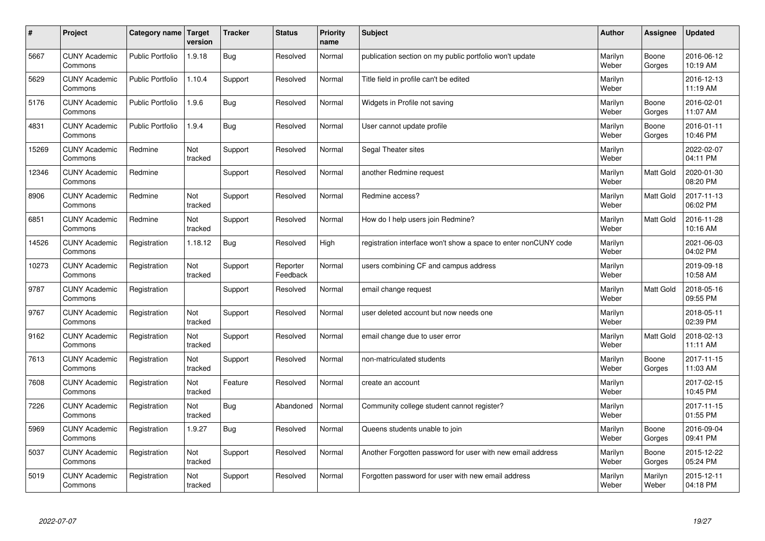| # | Project | Category name | Target version | Tracker | Status | Priority name | Subject | Author | Assignee | Updated |
|---|---|---|---|---|---|---|---|---|---|---|
| 5667 | CUNY Academic Commons | Public Portfolio | 1.9.18 | Bug | Resolved | Normal | publication section on my public portfolio won't update | Marilyn Weber | Boone Gorges | 2016-06-12 10:19 AM |
| 5629 | CUNY Academic Commons | Public Portfolio | 1.10.4 | Support | Resolved | Normal | Title field in profile can't be edited | Marilyn Weber | | 2016-12-13 11:19 AM |
| 5176 | CUNY Academic Commons | Public Portfolio | 1.9.6 | Bug | Resolved | Normal | Widgets in Profile not saving | Marilyn Weber | Boone Gorges | 2016-02-01 11:07 AM |
| 4831 | CUNY Academic Commons | Public Portfolio | 1.9.4 | Bug | Resolved | Normal | User cannot update profile | Marilyn Weber | Boone Gorges | 2016-01-11 10:46 PM |
| 15269 | CUNY Academic Commons | Redmine | Not tracked | Support | Resolved | Normal | Segal Theater sites | Marilyn Weber | | 2022-02-07 04:11 PM |
| 12346 | CUNY Academic Commons | Redmine | | Support | Resolved | Normal | another Redmine request | Marilyn Weber | Matt Gold | 2020-01-30 08:20 PM |
| 8906 | CUNY Academic Commons | Redmine | Not tracked | Support | Resolved | Normal | Redmine access? | Marilyn Weber | Matt Gold | 2017-11-13 06:02 PM |
| 6851 | CUNY Academic Commons | Redmine | Not tracked | Support | Resolved | Normal | How do I help users join Redmine? | Marilyn Weber | Matt Gold | 2016-11-28 10:16 AM |
| 14526 | CUNY Academic Commons | Registration | 1.18.12 | Bug | Resolved | High | registration interface won't show a space to enter nonCUNY code | Marilyn Weber | | 2021-06-03 04:02 PM |
| 10273 | CUNY Academic Commons | Registration | Not tracked | Support | Reporter Feedback | Normal | users combining CF and campus address | Marilyn Weber | | 2019-09-18 10:58 AM |
| 9787 | CUNY Academic Commons | Registration | | Support | Resolved | Normal | email change request | Marilyn Weber | Matt Gold | 2018-05-16 09:55 PM |
| 9767 | CUNY Academic Commons | Registration | Not tracked | Support | Resolved | Normal | user deleted account but now needs one | Marilyn Weber | | 2018-05-11 02:39 PM |
| 9162 | CUNY Academic Commons | Registration | Not tracked | Support | Resolved | Normal | email change due to user error | Marilyn Weber | Matt Gold | 2018-02-13 11:11 AM |
| 7613 | CUNY Academic Commons | Registration | Not tracked | Support | Resolved | Normal | non-matriculated students | Marilyn Weber | Boone Gorges | 2017-11-15 11:03 AM |
| 7608 | CUNY Academic Commons | Registration | Not tracked | Feature | Resolved | Normal | create an account | Marilyn Weber | | 2017-02-15 10:45 PM |
| 7226 | CUNY Academic Commons | Registration | Not tracked | Bug | Abandoned | Normal | Community college student cannot register? | Marilyn Weber | | 2017-11-15 01:55 PM |
| 5969 | CUNY Academic Commons | Registration | 1.9.27 | Bug | Resolved | Normal | Queens students unable to join | Marilyn Weber | Boone Gorges | 2016-09-04 09:41 PM |
| 5037 | CUNY Academic Commons | Registration | Not tracked | Support | Resolved | Normal | Another Forgotten password for user with new email address | Marilyn Weber | Boone Gorges | 2015-12-22 05:24 PM |
| 5019 | CUNY Academic Commons | Registration | Not tracked | Support | Resolved | Normal | Forgotten password for user with new email address | Marilyn Weber | Marilyn Weber | 2015-12-11 04:18 PM |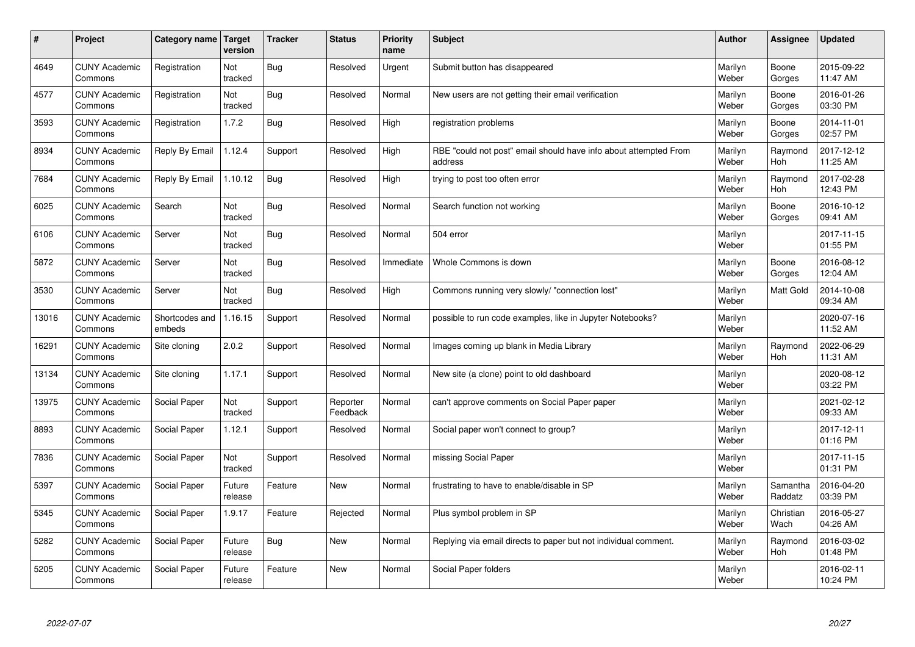| # | Project | Category name | Target version | Tracker | Status | Priority name | Subject | Author | Assignee | Updated |
|---|---|---|---|---|---|---|---|---|---|---|
| 4649 | CUNY Academic Commons | Registration | Not tracked | Bug | Resolved | Urgent | Submit button has disappeared | Marilyn Weber | Boone Gorges | 2015-09-22 11:47 AM |
| 4577 | CUNY Academic Commons | Registration | Not tracked | Bug | Resolved | Normal | New users are not getting their email verification | Marilyn Weber | Boone Gorges | 2016-01-26 03:30 PM |
| 3593 | CUNY Academic Commons | Registration | 1.7.2 | Bug | Resolved | High | registration problems | Marilyn Weber | Boone Gorges | 2014-11-01 02:57 PM |
| 8934 | CUNY Academic Commons | Reply By Email | 1.12.4 | Support | Resolved | High | RBE "could not post" email should have info about attempted From address | Marilyn Weber | Raymond Hoh | 2017-12-12 11:25 AM |
| 7684 | CUNY Academic Commons | Reply By Email | 1.10.12 | Bug | Resolved | High | trying to post too often error | Marilyn Weber | Raymond Hoh | 2017-02-28 12:43 PM |
| 6025 | CUNY Academic Commons | Search | Not tracked | Bug | Resolved | Normal | Search function not working | Marilyn Weber | Boone Gorges | 2016-10-12 09:41 AM |
| 6106 | CUNY Academic Commons | Server | Not tracked | Bug | Resolved | Normal | 504 error | Marilyn Weber | | 2017-11-15 01:55 PM |
| 5872 | CUNY Academic Commons | Server | Not tracked | Bug | Resolved | Immediate | Whole Commons is down | Marilyn Weber | Boone Gorges | 2016-08-12 12:04 AM |
| 3530 | CUNY Academic Commons | Server | Not tracked | Bug | Resolved | High | Commons running very slowly/ "connection lost" | Marilyn Weber | Matt Gold | 2014-10-08 09:34 AM |
| 13016 | CUNY Academic Commons | Shortcodes and embeds | 1.16.15 | Support | Resolved | Normal | possible to run code examples, like in Jupyter Notebooks? | Marilyn Weber | | 2020-07-16 11:52 AM |
| 16291 | CUNY Academic Commons | Site cloning | 2.0.2 | Support | Resolved | Normal | Images coming up blank in Media Library | Marilyn Weber | Raymond Hoh | 2022-06-29 11:31 AM |
| 13134 | CUNY Academic Commons | Site cloning | 1.17.1 | Support | Resolved | Normal | New site (a clone) point to old dashboard | Marilyn Weber | | 2020-08-12 03:22 PM |
| 13975 | CUNY Academic Commons | Social Paper | Not tracked | Support | Reporter Feedback | Normal | can't approve comments on Social Paper paper | Marilyn Weber | | 2021-02-12 09:33 AM |
| 8893 | CUNY Academic Commons | Social Paper | 1.12.1 | Support | Resolved | Normal | Social paper won't connect to group? | Marilyn Weber | | 2017-12-11 01:16 PM |
| 7836 | CUNY Academic Commons | Social Paper | Not tracked | Support | Resolved | Normal | missing Social Paper | Marilyn Weber | | 2017-11-15 01:31 PM |
| 5397 | CUNY Academic Commons | Social Paper | Future release | Feature | New | Normal | frustrating to have to enable/disable in SP | Marilyn Weber | Samantha Raddatz | 2016-04-20 03:39 PM |
| 5345 | CUNY Academic Commons | Social Paper | 1.9.17 | Feature | Rejected | Normal | Plus symbol problem in SP | Marilyn Weber | Christian Wach | 2016-05-27 04:26 AM |
| 5282 | CUNY Academic Commons | Social Paper | Future release | Bug | New | Normal | Replying via email directs to paper but not individual comment. | Marilyn Weber | Raymond Hoh | 2016-03-02 01:48 PM |
| 5205 | CUNY Academic Commons | Social Paper | Future release | Feature | New | Normal | Social Paper folders | Marilyn Weber | | 2016-02-11 10:24 PM |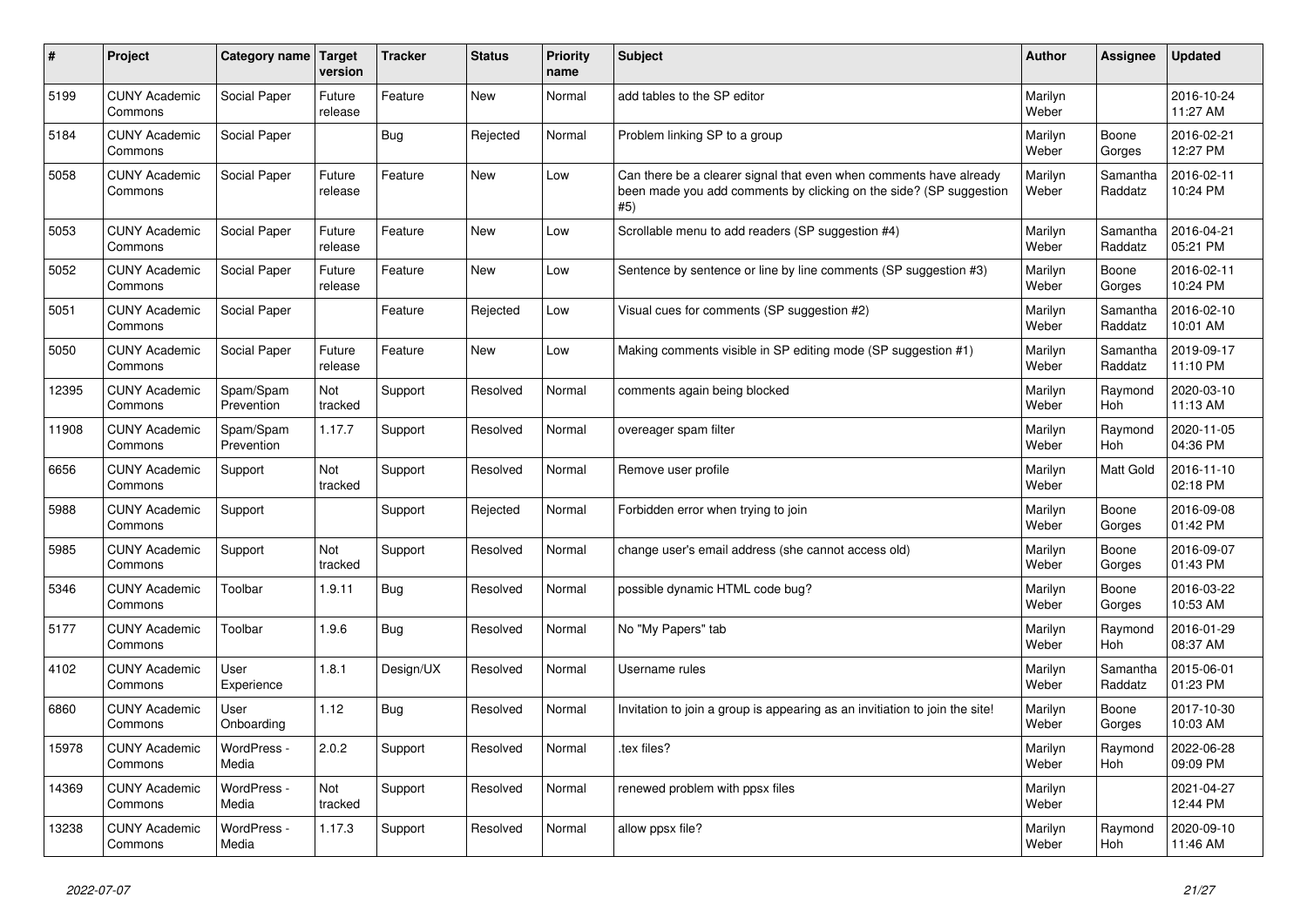| # | Project | Category name | Target version | Tracker | Status | Priority name | Subject | Author | Assignee | Updated |
|---|---|---|---|---|---|---|---|---|---|---|
| 5199 | CUNY Academic Commons | Social Paper | Future release | Feature | New | Normal | add tables to the SP editor | Marilyn Weber | | 2016-10-24 11:27 AM |
| 5184 | CUNY Academic Commons | Social Paper | | Bug | Rejected | Normal | Problem linking SP to a group | Marilyn Weber | Boone Gorges | 2016-02-21 12:27 PM |
| 5058 | CUNY Academic Commons | Social Paper | Future release | Feature | New | Low | Can there be a clearer signal that even when comments have already been made you add comments by clicking on the side? (SP suggestion #5) | Marilyn Weber | Samantha Raddatz | 2016-02-11 10:24 PM |
| 5053 | CUNY Academic Commons | Social Paper | Future release | Feature | New | Low | Scrollable menu to add readers (SP suggestion #4) | Marilyn Weber | Samantha Raddatz | 2016-04-21 05:21 PM |
| 5052 | CUNY Academic Commons | Social Paper | Future release | Feature | New | Low | Sentence by sentence or line by line comments (SP suggestion #3) | Marilyn Weber | Boone Gorges | 2016-02-11 10:24 PM |
| 5051 | CUNY Academic Commons | Social Paper | | Feature | Rejected | Low | Visual cues for comments (SP suggestion #2) | Marilyn Weber | Samantha Raddatz | 2016-02-10 10:01 AM |
| 5050 | CUNY Academic Commons | Social Paper | Future release | Feature | New | Low | Making comments visible in SP editing mode (SP suggestion #1) | Marilyn Weber | Samantha Raddatz | 2019-09-17 11:10 PM |
| 12395 | CUNY Academic Commons | Spam/Spam Prevention | Not tracked | Support | Resolved | Normal | comments again being blocked | Marilyn Weber | Raymond Hoh | 2020-03-10 11:13 AM |
| 11908 | CUNY Academic Commons | Spam/Spam Prevention | 1.17.7 | Support | Resolved | Normal | overeager spam filter | Marilyn Weber | Raymond Hoh | 2020-11-05 04:36 PM |
| 6656 | CUNY Academic Commons | Support | Not tracked | Support | Resolved | Normal | Remove user profile | Marilyn Weber | Matt Gold | 2016-11-10 02:18 PM |
| 5988 | CUNY Academic Commons | Support | | Support | Rejected | Normal | Forbidden error when trying to join | Marilyn Weber | Boone Gorges | 2016-09-08 01:42 PM |
| 5985 | CUNY Academic Commons | Support | Not tracked | Support | Resolved | Normal | change user's email address (she cannot access old) | Marilyn Weber | Boone Gorges | 2016-09-07 01:43 PM |
| 5346 | CUNY Academic Commons | Toolbar | 1.9.11 | Bug | Resolved | Normal | possible dynamic HTML code bug? | Marilyn Weber | Boone Gorges | 2016-03-22 10:53 AM |
| 5177 | CUNY Academic Commons | Toolbar | 1.9.6 | Bug | Resolved | Normal | No "My Papers" tab | Marilyn Weber | Raymond Hoh | 2016-01-29 08:37 AM |
| 4102 | CUNY Academic Commons | User Experience | 1.8.1 | Design/UX | Resolved | Normal | Username rules | Marilyn Weber | Samantha Raddatz | 2015-06-01 01:23 PM |
| 6860 | CUNY Academic Commons | User Onboarding | 1.12 | Bug | Resolved | Normal | Invitation to join a group is appearing as an invitiation to join the site! | Marilyn Weber | Boone Gorges | 2017-10-30 10:03 AM |
| 15978 | CUNY Academic Commons | WordPress - Media | 2.0.2 | Support | Resolved | Normal | .tex files? | Marilyn Weber | Raymond Hoh | 2022-06-28 09:09 PM |
| 14369 | CUNY Academic Commons | WordPress - Media | Not tracked | Support | Resolved | Normal | renewed problem with ppsx files | Marilyn Weber | | 2021-04-27 12:44 PM |
| 13238 | CUNY Academic Commons | WordPress - Media | 1.17.3 | Support | Resolved | Normal | allow ppsx file? | Marilyn Weber | Raymond Hoh | 2020-09-10 11:46 AM |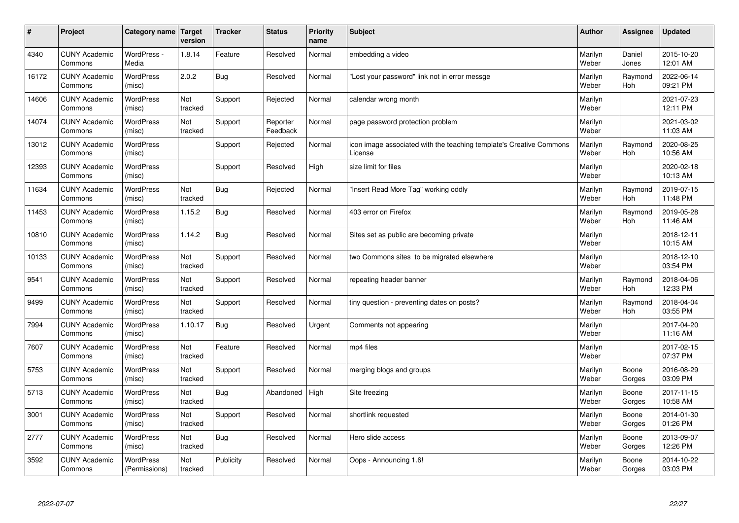| # | Project | Category name | Target version | Tracker | Status | Priority name | Subject | Author | Assignee | Updated |
|---|---|---|---|---|---|---|---|---|---|---|
| 4340 | CUNY Academic Commons | WordPress - Media | 1.8.14 | Feature | Resolved | Normal | embedding a video | Marilyn Weber | Daniel Jones | 2015-10-20 12:01 AM |
| 16172 | CUNY Academic Commons | WordPress (misc) | 2.0.2 | Bug | Resolved | Normal | "Lost your password" link not in error messge | Marilyn Weber | Raymond Hoh | 2022-06-14 09:21 PM |
| 14606 | CUNY Academic Commons | WordPress (misc) | Not tracked | Support | Rejected | Normal | calendar wrong month | Marilyn Weber | | 2021-07-23 12:11 PM |
| 14074 | CUNY Academic Commons | WordPress (misc) | Not tracked | Support | Reporter Feedback | Normal | page password protection problem | Marilyn Weber | | 2021-03-02 11:03 AM |
| 13012 | CUNY Academic Commons | WordPress (misc) | | Support | Rejected | Normal | icon image associated with the teaching template's Creative Commons License | Marilyn Weber | Raymond Hoh | 2020-08-25 10:56 AM |
| 12393 | CUNY Academic Commons | WordPress (misc) | | Support | Resolved | High | size limit for files | Marilyn Weber | | 2020-02-18 10:13 AM |
| 11634 | CUNY Academic Commons | WordPress (misc) | Not tracked | Bug | Rejected | Normal | "Insert Read More Tag" working oddly | Marilyn Weber | Raymond Hoh | 2019-07-15 11:48 PM |
| 11453 | CUNY Academic Commons | WordPress (misc) | 1.15.2 | Bug | Resolved | Normal | 403 error on Firefox | Marilyn Weber | Raymond Hoh | 2019-05-28 11:46 AM |
| 10810 | CUNY Academic Commons | WordPress (misc) | 1.14.2 | Bug | Resolved | Normal | Sites set as public are becoming private | Marilyn Weber | | 2018-12-11 10:15 AM |
| 10133 | CUNY Academic Commons | WordPress (misc) | Not tracked | Support | Resolved | Normal | two Commons sites to be migrated elsewhere | Marilyn Weber | | 2018-12-10 03:54 PM |
| 9541 | CUNY Academic Commons | WordPress (misc) | Not tracked | Support | Resolved | Normal | repeating header banner | Marilyn Weber | Raymond Hoh | 2018-04-06 12:33 PM |
| 9499 | CUNY Academic Commons | WordPress (misc) | Not tracked | Support | Resolved | Normal | tiny question - preventing dates on posts? | Marilyn Weber | Raymond Hoh | 2018-04-04 03:55 PM |
| 7994 | CUNY Academic Commons | WordPress (misc) | 1.10.17 | Bug | Resolved | Urgent | Comments not appearing | Marilyn Weber | | 2017-04-20 11:16 AM |
| 7607 | CUNY Academic Commons | WordPress (misc) | Not tracked | Feature | Resolved | Normal | mp4 files | Marilyn Weber | | 2017-02-15 07:37 PM |
| 5753 | CUNY Academic Commons | WordPress (misc) | Not tracked | Support | Resolved | Normal | merging blogs and groups | Marilyn Weber | Boone Gorges | 2016-08-29 03:09 PM |
| 5713 | CUNY Academic Commons | WordPress (misc) | Not tracked | Bug | Abandoned | High | Site freezing | Marilyn Weber | Boone Gorges | 2017-11-15 10:58 AM |
| 3001 | CUNY Academic Commons | WordPress (misc) | Not tracked | Support | Resolved | Normal | shortlink requested | Marilyn Weber | Boone Gorges | 2014-01-30 01:26 PM |
| 2777 | CUNY Academic Commons | WordPress (misc) | Not tracked | Bug | Resolved | Normal | Hero slide access | Marilyn Weber | Boone Gorges | 2013-09-07 12:26 PM |
| 3592 | CUNY Academic Commons | WordPress (Permissions) | Not tracked | Publicity | Resolved | Normal | Oops - Announcing 1.6! | Marilyn Weber | Boone Gorges | 2014-10-22 03:03 PM |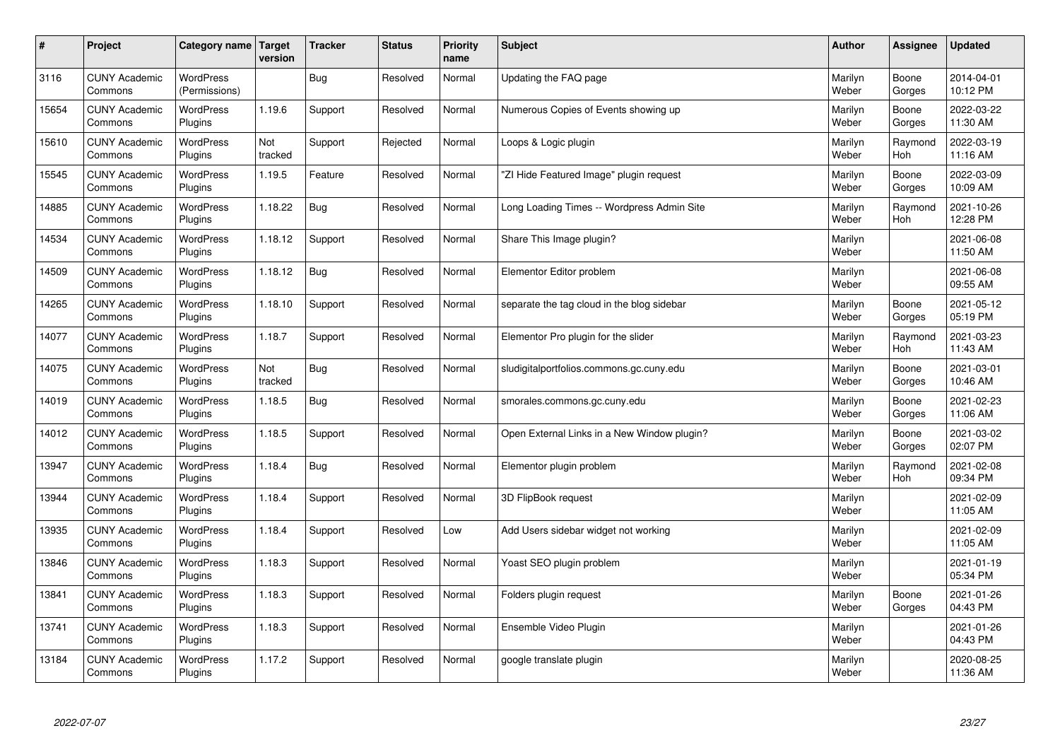| # | Project | Category name | Target version | Tracker | Status | Priority name | Subject | Author | Assignee | Updated |
|---|---|---|---|---|---|---|---|---|---|---|
| 3116 | CUNY Academic Commons | WordPress (Permissions) | | Bug | Resolved | Normal | Updating the FAQ page | Marilyn Weber | Boone Gorges | 2014-04-01 10:12 PM |
| 15654 | CUNY Academic Commons | WordPress Plugins | 1.19.6 | Support | Resolved | Normal | Numerous Copies of Events showing up | Marilyn Weber | Boone Gorges | 2022-03-22 11:30 AM |
| 15610 | CUNY Academic Commons | WordPress Plugins | Not tracked | Support | Rejected | Normal | Loops & Logic plugin | Marilyn Weber | Raymond Hoh | 2022-03-19 11:16 AM |
| 15545 | CUNY Academic Commons | WordPress Plugins | 1.19.5 | Feature | Resolved | Normal | "ZI Hide Featured Image" plugin request | Marilyn Weber | Boone Gorges | 2022-03-09 10:09 AM |
| 14885 | CUNY Academic Commons | WordPress Plugins | 1.18.22 | Bug | Resolved | Normal | Long Loading Times -- Wordpress Admin Site | Marilyn Weber | Raymond Hoh | 2021-10-26 12:28 PM |
| 14534 | CUNY Academic Commons | WordPress Plugins | 1.18.12 | Support | Resolved | Normal | Share This Image plugin? | Marilyn Weber | | 2021-06-08 11:50 AM |
| 14509 | CUNY Academic Commons | WordPress Plugins | 1.18.12 | Bug | Resolved | Normal | Elementor Editor problem | Marilyn Weber | | 2021-06-08 09:55 AM |
| 14265 | CUNY Academic Commons | WordPress Plugins | 1.18.10 | Support | Resolved | Normal | separate the tag cloud in the blog sidebar | Marilyn Weber | Boone Gorges | 2021-05-12 05:19 PM |
| 14077 | CUNY Academic Commons | WordPress Plugins | 1.18.7 | Support | Resolved | Normal | Elementor Pro plugin for the slider | Marilyn Weber | Raymond Hoh | 2021-03-23 11:43 AM |
| 14075 | CUNY Academic Commons | WordPress Plugins | Not tracked | Bug | Resolved | Normal | sludigitalportfolios.commons.gc.cuny.edu | Marilyn Weber | Boone Gorges | 2021-03-01 10:46 AM |
| 14019 | CUNY Academic Commons | WordPress Plugins | 1.18.5 | Bug | Resolved | Normal | smorales.commons.gc.cuny.edu | Marilyn Weber | Boone Gorges | 2021-02-23 11:06 AM |
| 14012 | CUNY Academic Commons | WordPress Plugins | 1.18.5 | Support | Resolved | Normal | Open External Links in a New Window plugin? | Marilyn Weber | Boone Gorges | 2021-03-02 02:07 PM |
| 13947 | CUNY Academic Commons | WordPress Plugins | 1.18.4 | Bug | Resolved | Normal | Elementor plugin problem | Marilyn Weber | Raymond Hoh | 2021-02-08 09:34 PM |
| 13944 | CUNY Academic Commons | WordPress Plugins | 1.18.4 | Support | Resolved | Normal | 3D FlipBook request | Marilyn Weber | | 2021-02-09 11:05 AM |
| 13935 | CUNY Academic Commons | WordPress Plugins | 1.18.4 | Support | Resolved | Low | Add Users sidebar widget not working | Marilyn Weber | | 2021-02-09 11:05 AM |
| 13846 | CUNY Academic Commons | WordPress Plugins | 1.18.3 | Support | Resolved | Normal | Yoast SEO plugin problem | Marilyn Weber | | 2021-01-19 05:34 PM |
| 13841 | CUNY Academic Commons | WordPress Plugins | 1.18.3 | Support | Resolved | Normal | Folders plugin request | Marilyn Weber | Boone Gorges | 2021-01-26 04:43 PM |
| 13741 | CUNY Academic Commons | WordPress Plugins | 1.18.3 | Support | Resolved | Normal | Ensemble Video Plugin | Marilyn Weber | | 2021-01-26 04:43 PM |
| 13184 | CUNY Academic Commons | WordPress Plugins | 1.17.2 | Support | Resolved | Normal | google translate plugin | Marilyn Weber | | 2020-08-25 11:36 AM |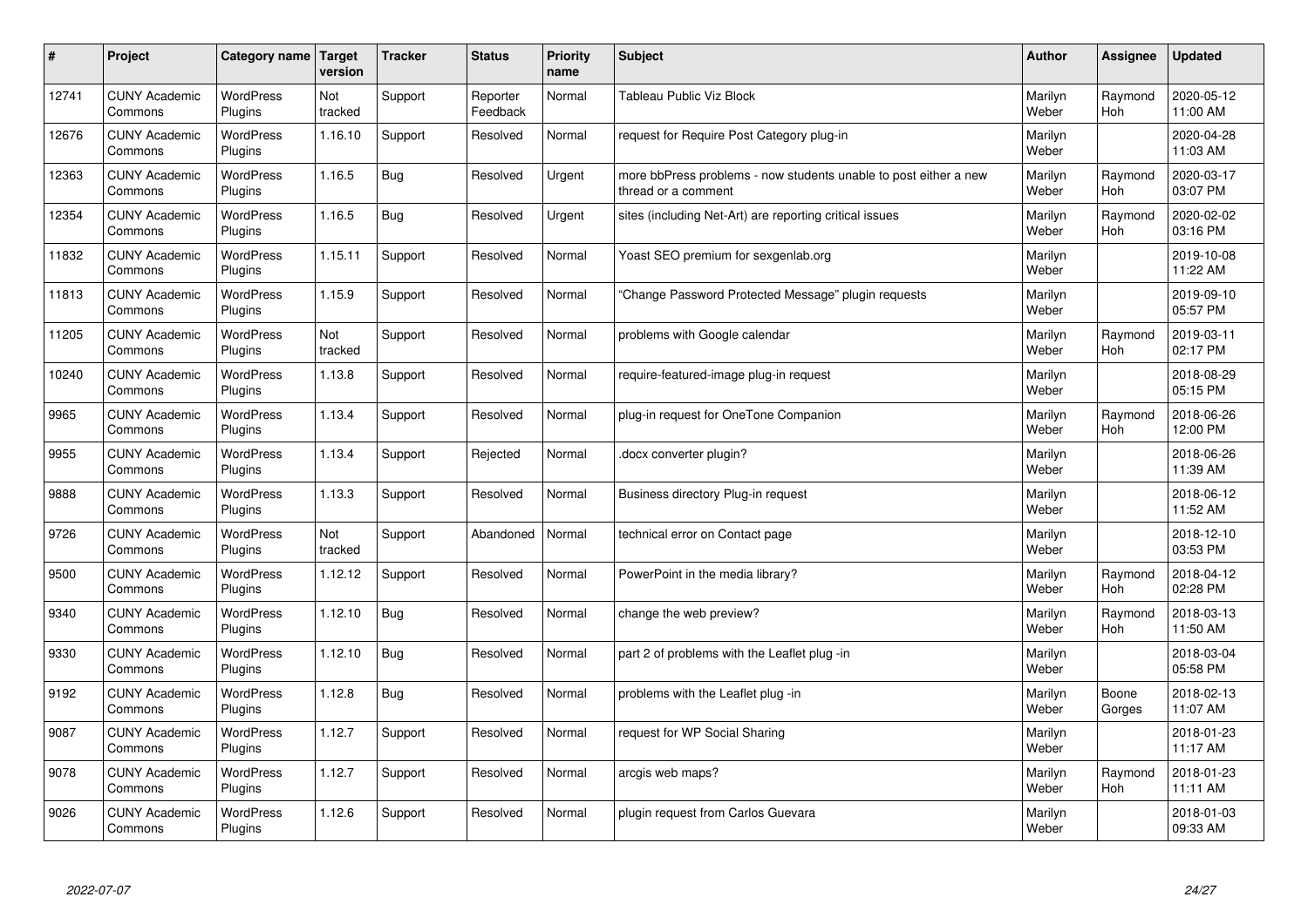| # | Project | Category name | Target version | Tracker | Status | Priority name | Subject | Author | Assignee | Updated |
|---|---|---|---|---|---|---|---|---|---|---|
| 12741 | CUNY Academic Commons | WordPress Plugins | Not tracked | Support | Reporter Feedback | Normal | Tableau Public Viz Block | Marilyn Weber | Raymond Hoh | 2020-05-12 11:00 AM |
| 12676 | CUNY Academic Commons | WordPress Plugins | 1.16.10 | Support | Resolved | Normal | request for Require Post Category plug-in | Marilyn Weber | | 2020-04-28 11:03 AM |
| 12363 | CUNY Academic Commons | WordPress Plugins | 1.16.5 | Bug | Resolved | Urgent | more bbPress problems - now students unable to post either a new thread or a comment | Marilyn Weber | Raymond Hoh | 2020-03-17 03:07 PM |
| 12354 | CUNY Academic Commons | WordPress Plugins | 1.16.5 | Bug | Resolved | Urgent | sites (including Net-Art) are reporting critical issues | Marilyn Weber | Raymond Hoh | 2020-02-02 03:16 PM |
| 11832 | CUNY Academic Commons | WordPress Plugins | 1.15.11 | Support | Resolved | Normal | Yoast SEO premium for sexgenlab.org | Marilyn Weber | | 2019-10-08 11:22 AM |
| 11813 | CUNY Academic Commons | WordPress Plugins | 1.15.9 | Support | Resolved | Normal | "Change Password Protected Message" plugin requests | Marilyn Weber | | 2019-09-10 05:57 PM |
| 11205 | CUNY Academic Commons | WordPress Plugins | Not tracked | Support | Resolved | Normal | problems with Google calendar | Marilyn Weber | Raymond Hoh | 2019-03-11 02:17 PM |
| 10240 | CUNY Academic Commons | WordPress Plugins | 1.13.8 | Support | Resolved | Normal | require-featured-image plug-in request | Marilyn Weber | | 2018-08-29 05:15 PM |
| 9965 | CUNY Academic Commons | WordPress Plugins | 1.13.4 | Support | Resolved | Normal | plug-in request for OneTone Companion | Marilyn Weber | Raymond Hoh | 2018-06-26 12:00 PM |
| 9955 | CUNY Academic Commons | WordPress Plugins | 1.13.4 | Support | Rejected | Normal | .docx converter plugin? | Marilyn Weber | | 2018-06-26 11:39 AM |
| 9888 | CUNY Academic Commons | WordPress Plugins | 1.13.3 | Support | Resolved | Normal | Business directory Plug-in request | Marilyn Weber | | 2018-06-12 11:52 AM |
| 9726 | CUNY Academic Commons | WordPress Plugins | Not tracked | Support | Abandoned | Normal | technical error on Contact page | Marilyn Weber | | 2018-12-10 03:53 PM |
| 9500 | CUNY Academic Commons | WordPress Plugins | 1.12.12 | Support | Resolved | Normal | PowerPoint in the media library? | Marilyn Weber | Raymond Hoh | 2018-04-12 02:28 PM |
| 9340 | CUNY Academic Commons | WordPress Plugins | 1.12.10 | Bug | Resolved | Normal | change the web preview? | Marilyn Weber | Raymond Hoh | 2018-03-13 11:50 AM |
| 9330 | CUNY Academic Commons | WordPress Plugins | 1.12.10 | Bug | Resolved | Normal | part 2 of problems with the Leaflet plug -in | Marilyn Weber | | 2018-03-04 05:58 PM |
| 9192 | CUNY Academic Commons | WordPress Plugins | 1.12.8 | Bug | Resolved | Normal | problems with the Leaflet plug -in | Marilyn Weber | Boone Gorges | 2018-02-13 11:07 AM |
| 9087 | CUNY Academic Commons | WordPress Plugins | 1.12.7 | Support | Resolved | Normal | request for WP Social Sharing | Marilyn Weber | | 2018-01-23 11:17 AM |
| 9078 | CUNY Academic Commons | WordPress Plugins | 1.12.7 | Support | Resolved | Normal | arcgis web maps? | Marilyn Weber | Raymond Hoh | 2018-01-23 11:11 AM |
| 9026 | CUNY Academic Commons | WordPress Plugins | 1.12.6 | Support | Resolved | Normal | plugin request from Carlos Guevara | Marilyn Weber | | 2018-01-03 09:33 AM |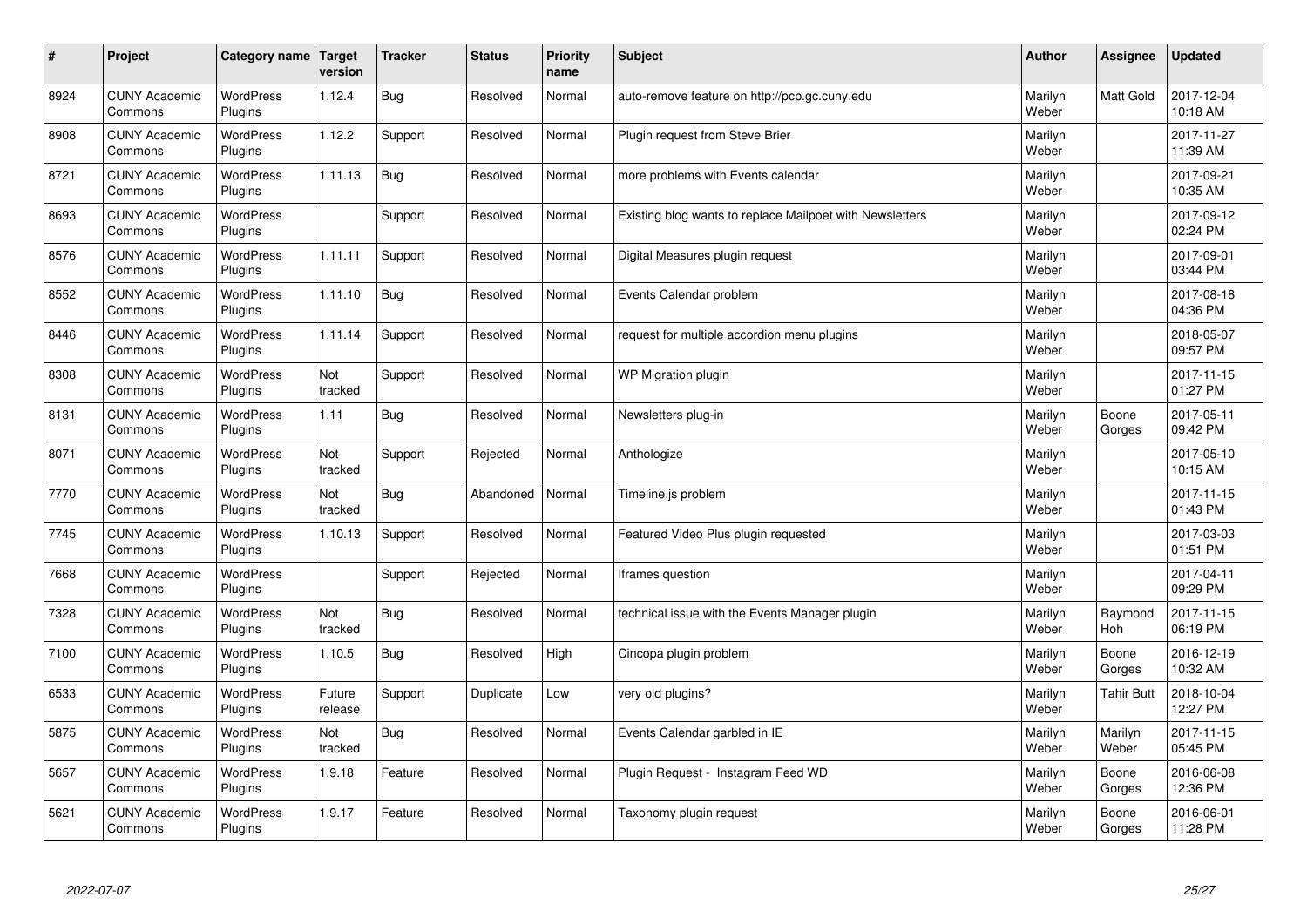| # | Project | Category name | Target version | Tracker | Status | Priority name | Subject | Author | Assignee | Updated |
|---|---|---|---|---|---|---|---|---|---|---|
| 8924 | CUNY Academic Commons | WordPress Plugins | 1.12.4 | Bug | Resolved | Normal | auto-remove feature on http://pcp.gc.cuny.edu | Marilyn Weber | Matt Gold | 2017-12-04 10:18 AM |
| 8908 | CUNY Academic Commons | WordPress Plugins | 1.12.2 | Support | Resolved | Normal | Plugin request from Steve Brier | Marilyn Weber | | 2017-11-27 11:39 AM |
| 8721 | CUNY Academic Commons | WordPress Plugins | 1.11.13 | Bug | Resolved | Normal | more problems with Events calendar | Marilyn Weber | | 2017-09-21 10:35 AM |
| 8693 | CUNY Academic Commons | WordPress Plugins | | Support | Resolved | Normal | Existing blog wants to replace Mailpoet with Newsletters | Marilyn Weber | | 2017-09-12 02:24 PM |
| 8576 | CUNY Academic Commons | WordPress Plugins | 1.11.11 | Support | Resolved | Normal | Digital Measures plugin request | Marilyn Weber | | 2017-09-01 03:44 PM |
| 8552 | CUNY Academic Commons | WordPress Plugins | 1.11.10 | Bug | Resolved | Normal | Events Calendar problem | Marilyn Weber | | 2017-08-18 04:36 PM |
| 8446 | CUNY Academic Commons | WordPress Plugins | 1.11.14 | Support | Resolved | Normal | request for multiple accordion menu plugins | Marilyn Weber | | 2018-05-07 09:57 PM |
| 8308 | CUNY Academic Commons | WordPress Plugins | Not tracked | Support | Resolved | Normal | WP Migration plugin | Marilyn Weber | | 2017-11-15 01:27 PM |
| 8131 | CUNY Academic Commons | WordPress Plugins | 1.11 | Bug | Resolved | Normal | Newsletters plug-in | Marilyn Weber | Boone Gorges | 2017-05-11 09:42 PM |
| 8071 | CUNY Academic Commons | WordPress Plugins | Not tracked | Support | Rejected | Normal | Anthologize | Marilyn Weber | | 2017-05-10 10:15 AM |
| 7770 | CUNY Academic Commons | WordPress Plugins | Not tracked | Bug | Abandoned | Normal | Timeline.js problem | Marilyn Weber | | 2017-11-15 01:43 PM |
| 7745 | CUNY Academic Commons | WordPress Plugins | 1.10.13 | Support | Resolved | Normal | Featured Video Plus plugin requested | Marilyn Weber | | 2017-03-03 01:51 PM |
| 7668 | CUNY Academic Commons | WordPress Plugins | | Support | Rejected | Normal | Iframes question | Marilyn Weber | | 2017-04-11 09:29 PM |
| 7328 | CUNY Academic Commons | WordPress Plugins | Not tracked | Bug | Resolved | Normal | technical issue with the Events Manager plugin | Marilyn Weber | Raymond Hoh | 2017-11-15 06:19 PM |
| 7100 | CUNY Academic Commons | WordPress Plugins | 1.10.5 | Bug | Resolved | High | Cincopa plugin problem | Marilyn Weber | Boone Gorges | 2016-12-19 10:32 AM |
| 6533 | CUNY Academic Commons | WordPress Plugins | Future release | Support | Duplicate | Low | very old plugins? | Marilyn Weber | Tahir Butt | 2018-10-04 12:27 PM |
| 5875 | CUNY Academic Commons | WordPress Plugins | Not tracked | Bug | Resolved | Normal | Events Calendar garbled in IE | Marilyn Weber | Marilyn Weber | 2017-11-15 05:45 PM |
| 5657 | CUNY Academic Commons | WordPress Plugins | 1.9.18 | Feature | Resolved | Normal | Plugin Request - Instagram Feed WD | Marilyn Weber | Boone Gorges | 2016-06-08 12:36 PM |
| 5621 | CUNY Academic Commons | WordPress Plugins | 1.9.17 | Feature | Resolved | Normal | Taxonomy plugin request | Marilyn Weber | Boone Gorges | 2016-06-01 11:28 PM |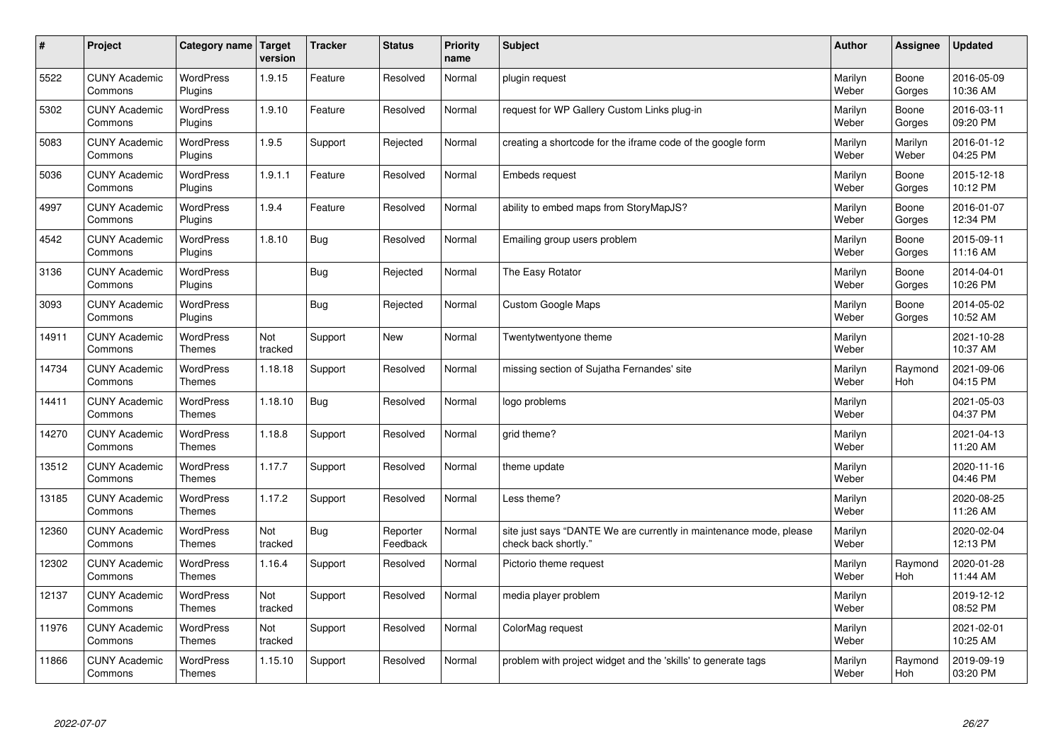| # | Project | Category name | Target version | Tracker | Status | Priority name | Subject | Author | Assignee | Updated |
|---|---|---|---|---|---|---|---|---|---|---|
| 5522 | CUNY Academic Commons | WordPress Plugins | 1.9.15 | Feature | Resolved | Normal | plugin request | Marilyn Weber | Boone Gorges | 2016-05-09 10:36 AM |
| 5302 | CUNY Academic Commons | WordPress Plugins | 1.9.10 | Feature | Resolved | Normal | request for WP Gallery Custom Links plug-in | Marilyn Weber | Boone Gorges | 2016-03-11 09:20 PM |
| 5083 | CUNY Academic Commons | WordPress Plugins | 1.9.5 | Support | Rejected | Normal | creating a shortcode for the iframe code of the google form | Marilyn Weber | Marilyn Weber | 2016-01-12 04:25 PM |
| 5036 | CUNY Academic Commons | WordPress Plugins | 1.9.1.1 | Feature | Resolved | Normal | Embeds request | Marilyn Weber | Boone Gorges | 2015-12-18 10:12 PM |
| 4997 | CUNY Academic Commons | WordPress Plugins | 1.9.4 | Feature | Resolved | Normal | ability to embed maps from StoryMapJS? | Marilyn Weber | Boone Gorges | 2016-01-07 12:34 PM |
| 4542 | CUNY Academic Commons | WordPress Plugins | 1.8.10 | Bug | Resolved | Normal | Emailing group users problem | Marilyn Weber | Boone Gorges | 2015-09-11 11:16 AM |
| 3136 | CUNY Academic Commons | WordPress Plugins | | Bug | Rejected | Normal | The Easy Rotator | Marilyn Weber | Boone Gorges | 2014-04-01 10:26 PM |
| 3093 | CUNY Academic Commons | WordPress Plugins | | Bug | Rejected | Normal | Custom Google Maps | Marilyn Weber | Boone Gorges | 2014-05-02 10:52 AM |
| 14911 | CUNY Academic Commons | WordPress Themes | Not tracked | Support | New | Normal | Twentytwentyone theme | Marilyn Weber | | 2021-10-28 10:37 AM |
| 14734 | CUNY Academic Commons | WordPress Themes | 1.18.18 | Support | Resolved | Normal | missing section of Sujatha Fernandes' site | Marilyn Weber | Raymond Hoh | 2021-09-06 04:15 PM |
| 14411 | CUNY Academic Commons | WordPress Themes | 1.18.10 | Bug | Resolved | Normal | logo problems | Marilyn Weber | | 2021-05-03 04:37 PM |
| 14270 | CUNY Academic Commons | WordPress Themes | 1.18.8 | Support | Resolved | Normal | grid theme? | Marilyn Weber | | 2021-04-13 11:20 AM |
| 13512 | CUNY Academic Commons | WordPress Themes | 1.17.7 | Support | Resolved | Normal | theme update | Marilyn Weber | | 2020-11-16 04:46 PM |
| 13185 | CUNY Academic Commons | WordPress Themes | 1.17.2 | Support | Resolved | Normal | Less theme? | Marilyn Weber | | 2020-08-25 11:26 AM |
| 12360 | CUNY Academic Commons | WordPress Themes | Not tracked | Bug | Reporter Feedback | Normal | site just says "DANTE We are currently in maintenance mode, please check back shortly." | Marilyn Weber | | 2020-02-04 12:13 PM |
| 12302 | CUNY Academic Commons | WordPress Themes | 1.16.4 | Support | Resolved | Normal | Pictorio theme request | Marilyn Weber | Raymond Hoh | 2020-01-28 11:44 AM |
| 12137 | CUNY Academic Commons | WordPress Themes | Not tracked | Support | Resolved | Normal | media player problem | Marilyn Weber | | 2019-12-12 08:52 PM |
| 11976 | CUNY Academic Commons | WordPress Themes | Not tracked | Support | Resolved | Normal | ColorMag request | Marilyn Weber | | 2021-02-01 10:25 AM |
| 11866 | CUNY Academic Commons | WordPress Themes | 1.15.10 | Support | Resolved | Normal | problem with project widget and the 'skills' to generate tags | Marilyn Weber | Raymond Hoh | 2019-09-19 03:20 PM |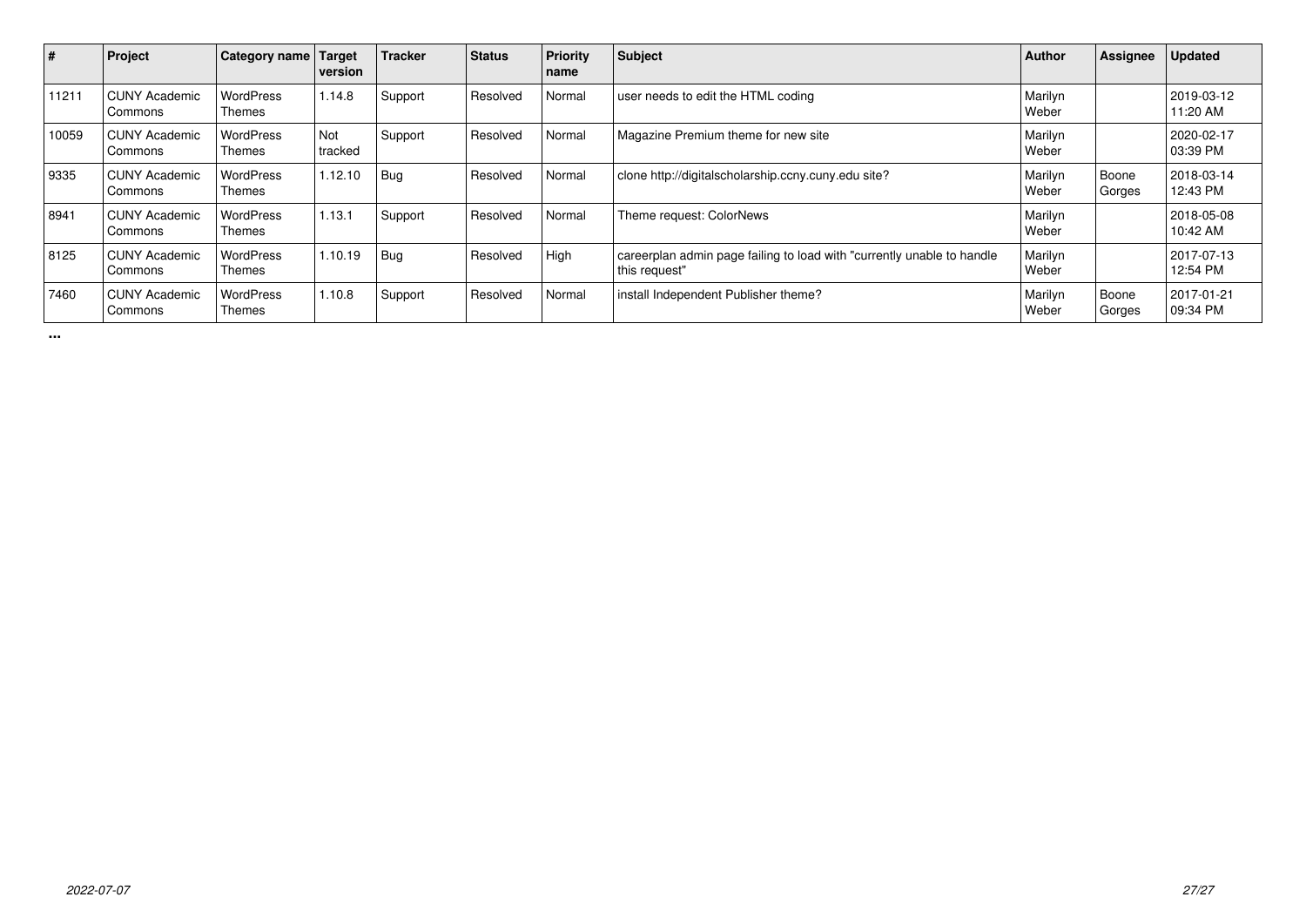| # | Project | Category name | Target version | Tracker | Status | Priority name | Subject | Author | Assignee | Updated |
|---|---|---|---|---|---|---|---|---|---|---|
| 11211 | CUNY Academic Commons | WordPress Themes | 1.14.8 | Support | Resolved | Normal | user needs to edit the HTML coding | Marilyn Weber | | 2019-03-12 11:20 AM |
| 10059 | CUNY Academic Commons | WordPress Themes | Not tracked | Support | Resolved | Normal | Magazine Premium theme for new site | Marilyn Weber | | 2020-02-17 03:39 PM |
| 9335 | CUNY Academic Commons | WordPress Themes | 1.12.10 | Bug | Resolved | Normal | clone http://digitalscholarship.ccny.cuny.edu site? | Marilyn Weber | Boone Gorges | 2018-03-14 12:43 PM |
| 8941 | CUNY Academic Commons | WordPress Themes | 1.13.1 | Support | Resolved | Normal | Theme request: ColorNews | Marilyn Weber | | 2018-05-08 10:42 AM |
| 8125 | CUNY Academic Commons | WordPress Themes | 1.10.19 | Bug | Resolved | High | careerplan admin page failing to load with "currently unable to handle this request" | Marilyn Weber | | 2017-07-13 12:54 PM |
| 7460 | CUNY Academic Commons | WordPress Themes | 1.10.8 | Support | Resolved | Normal | install Independent Publisher theme? | Marilyn Weber | Boone Gorges | 2017-01-21 09:34 PM |

...